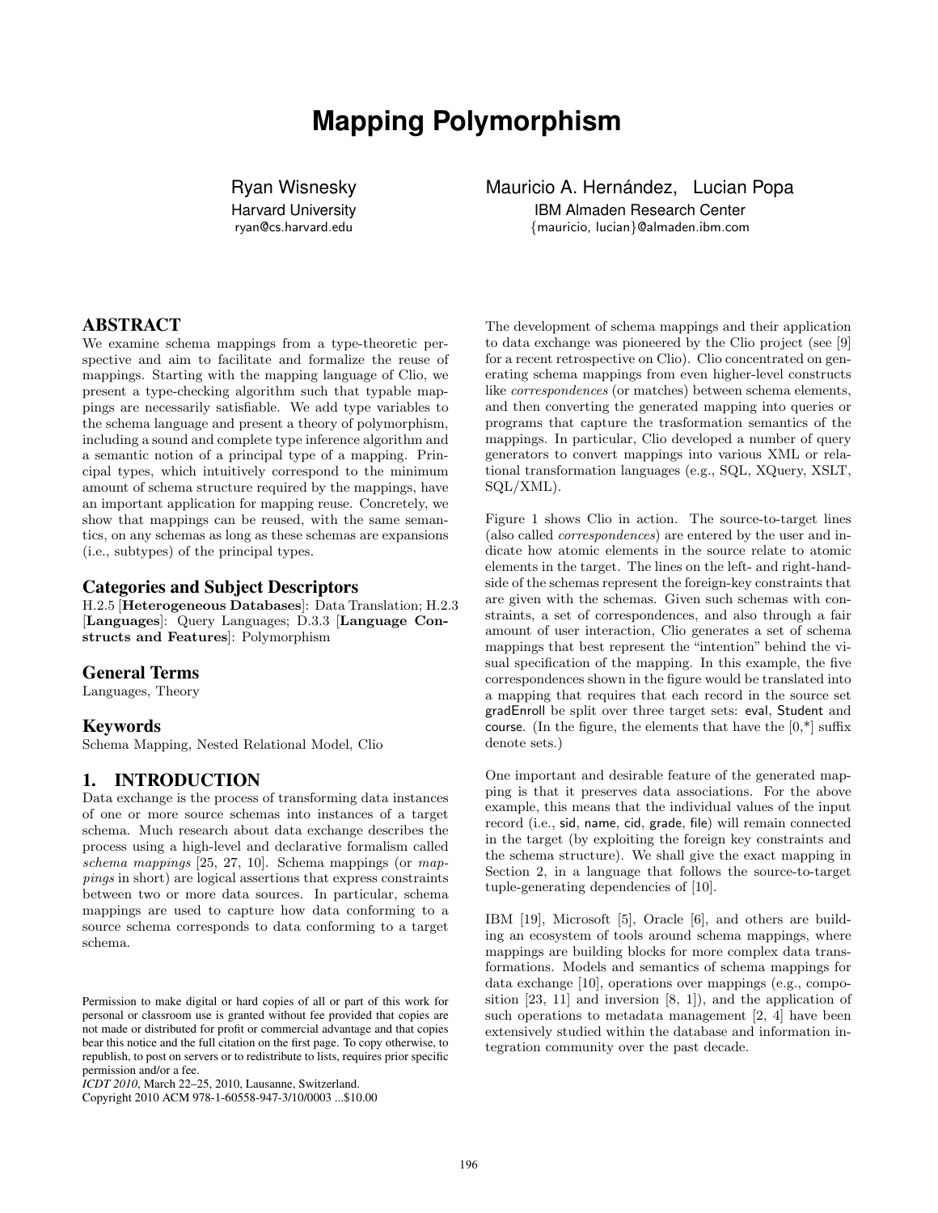# Mapping Polymorphism

Ryan Wisnesky
Harvard University
ryan@cs.harvard.edu

Mauricio A. Hernández, Lucian Popa
IBM Almaden Research Center
{mauricio, lucian}@almaden.ibm.com

## ABSTRACT

We examine schema mappings from a type-theoretic perspective and aim to facilitate and formalize the reuse of mappings. Starting with the mapping language of Clio, we present a type-checking algorithm such that typable mappings are necessarily satisfiable. We add type variables to the schema language and present a theory of polymorphism, including a sound and complete type inference algorithm and a semantic notion of a principal type of a mapping. Principal types, which intuitively correspond to the minimum amount of schema structure required by the mappings, have an important application for mapping reuse. Concretely, we show that mappings can be reused, with the same semantics, on any schemas as long as these schemas are expansions (i.e., subtypes) of the principal types.

### Categories and Subject Descriptors

H.2.5 [**Heterogeneous Databases**]: Data Translation; H.2.3 [**Languages**]: Query Languages; D.3.3 [**Language Constructs and Features**]: Polymorphism

### General Terms

Languages, Theory

### Keywords

Schema Mapping, Nested Relational Model, Clio

## 1. INTRODUCTION

Data exchange is the process of transforming data instances of one or more source schemas into instances of a target schema. Much research about data exchange describes the process using a high-level and declarative formalism called *schema mappings* [25, 27, 10]. Schema mappings (or *mappings* in short) are logical assertions that express constraints between two or more data sources. In particular, schema mappings are used to capture how data conforming to a source schema corresponds to data conforming to a target schema.

The development of schema mappings and their application to data exchange was pioneered by the Clio project (see [9] for a recent retrospective on Clio). Clio concentrated on generating schema mappings from even higher-level constructs like *correspondences* (or matches) between schema elements, and then converting the generated mapping into queries or programs that capture the trasformation semantics of the mappings. In particular, Clio developed a number of query generators to convert mappings into various XML or relational transformation languages (e.g., SQL, XQuery, XSLT, SQL/XML).

Figure 1 shows Clio in action. The source-to-target lines (also called *correspondences*) are entered by the user and indicate how atomic elements in the source relate to atomic elements in the target. The lines on the left- and right-hand-side of the schemas represent the foreign-key constraints that are given with the schemas. Given such schemas with constraints, a set of correspondences, and also through a fair amount of user interaction, Clio generates a set of schema mappings that best represent the "intention" behind the visual specification of the mapping. In this example, the five correspondences shown in the figure would be translated into a mapping that requires that each record in the source set gradEnroll be split over three target sets: eval, Student and course. (In the figure, the elements that have the [0,*] suffix denote sets.)

One important and desirable feature of the generated mapping is that it preserves data associations. For the above example, this means that the individual values of the input record (i.e., sid, name, cid, grade, file) will remain connected in the target (by exploiting the foreign key constraints and the schema structure). We shall give the exact mapping in Section 2, in a language that follows the source-to-target tuple-generating dependencies of [10].

IBM [19], Microsoft [5], Oracle [6], and others are building an ecosystem of tools around schema mappings, where mappings are building blocks for more complex data transformations. Models and semantics of schema mappings for data exchange [10], operations over mappings (e.g., composition [23, 11] and inversion [8, 1]), and the application of such operations to metadata management [2, 4] have been extensively studied within the database and information integration community over the past decade.

Permission to make digital or hard copies of all or part of this work for personal or classroom use is granted without fee provided that copies are not made or distributed for profit or commercial advantage and that copies bear this notice and the full citation on the first page. To copy otherwise, to republish, to post on servers or to redistribute to lists, requires prior specific permission and/or a fee.
*ICDT 2010*, March 22–25, 2010, Lausanne, Switzerland.
Copyright 2010 ACM 978-1-60558-947-3/10/0003 ...$10.00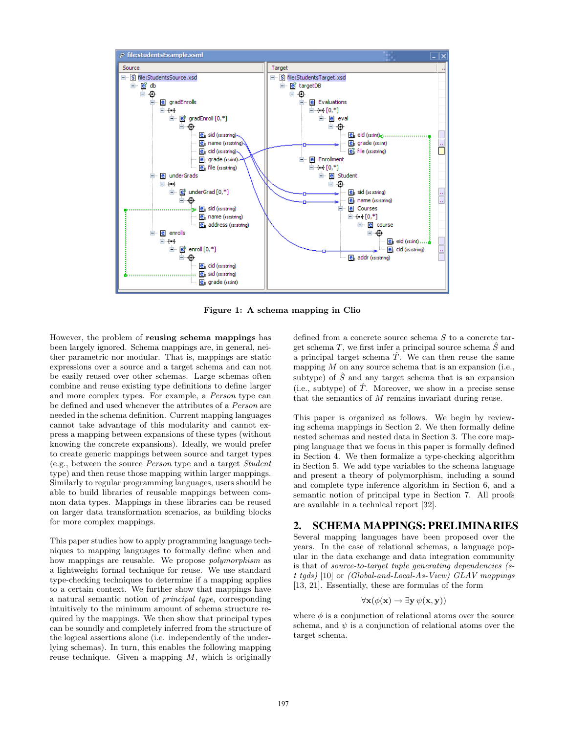Figure 1: A schema mapping in Clio

However, the problem of **reusing schema mappings** has been largely ignored. Schema mappings are, in general, neither parametric nor modular. That is, mappings are static expressions over a source and a target schema and can not be easily reused over other schemas. Large schemas often combine and reuse existing type definitions to define larger and more complex types. For example, a *Person* type can be defined and used whenever the attributes of a *Person* are needed in the schema definition. Current mapping languages cannot take advantage of this modularity and cannot express a mapping between expansions of these types (without knowing the concrete expansions). Ideally, we would prefer to create generic mappings between source and target types (e.g., between the source *Person* type and a target *Student* type) and then reuse those mapping within larger mappings. Similarly to regular programming languages, users should be able to build libraries of reusable mappings between common data types. Mappings in these libraries can be reused on larger data transformation scenarios, as building blocks for more complex mappings.

This paper studies how to apply programming language techniques to mapping languages to formally define when and how mappings are reusable. We propose *polymorphism* as a lightweight formal technique for reuse. We use standard type-checking techniques to determine if a mapping applies to a certain context. We further show that mappings have a natural semantic notion of *principal type*, corresponding intuitively to the minimum amount of schema structure required by the mappings. We then show that principal types can be soundly and completely inferred from the structure of the logical assertions alone (i.e. independently of the underlying schemas). In turn, this enables the following mapping reuse technique. Given a mapping $M$, which is originally defined from a concrete source schema $S$ to a concrete target schema $T$, we first infer a principal source schema $\hat{S}$ and a principal target schema $\hat{T}$. We can then reuse the same mapping $M$ on any source schema that is an expansion (i.e., subtype) of $\hat{S}$ and any target schema that is an expansion (i.e., subtype) of $\hat{T}$. Moreover, we show in a precise sense that the semantics of $M$ remains invariant during reuse.

This paper is organized as follows. We begin by reviewing schema mappings in Section 2. We then formally define nested schemas and nested data in Section 3. The core mapping language that we focus in this paper is formally defined in Section 4. We then formalize a type-checking algorithm in Section 5. We add type variables to the schema language and present a theory of polymorphism, including a sound and complete type inference algorithm in Section 6, and a semantic notion of principal type in Section 7. All proofs are available in a technical report [32].

## 2. SCHEMA MAPPINGS: PRELIMINARIES

Several mapping languages have been proposed over the years. In the case of relational schemas, a language popular in the data exchange and data integration community is that of *source-to-target tuple generating dependencies (s-t tgds)* [10] or *(Global-and-Local-As-View) GLAV mappings* [13, 21]. Essentially, these are formulas of the form

$$\forall \mathbf{x}(\phi(\mathbf{x}) \rightarrow \exists \mathbf{y}\, \psi(\mathbf{x}, \mathbf{y}))$$

where $\phi$ is a conjunction of relational atoms over the source schema, and $\psi$ is a conjunction of relational atoms over the target schema.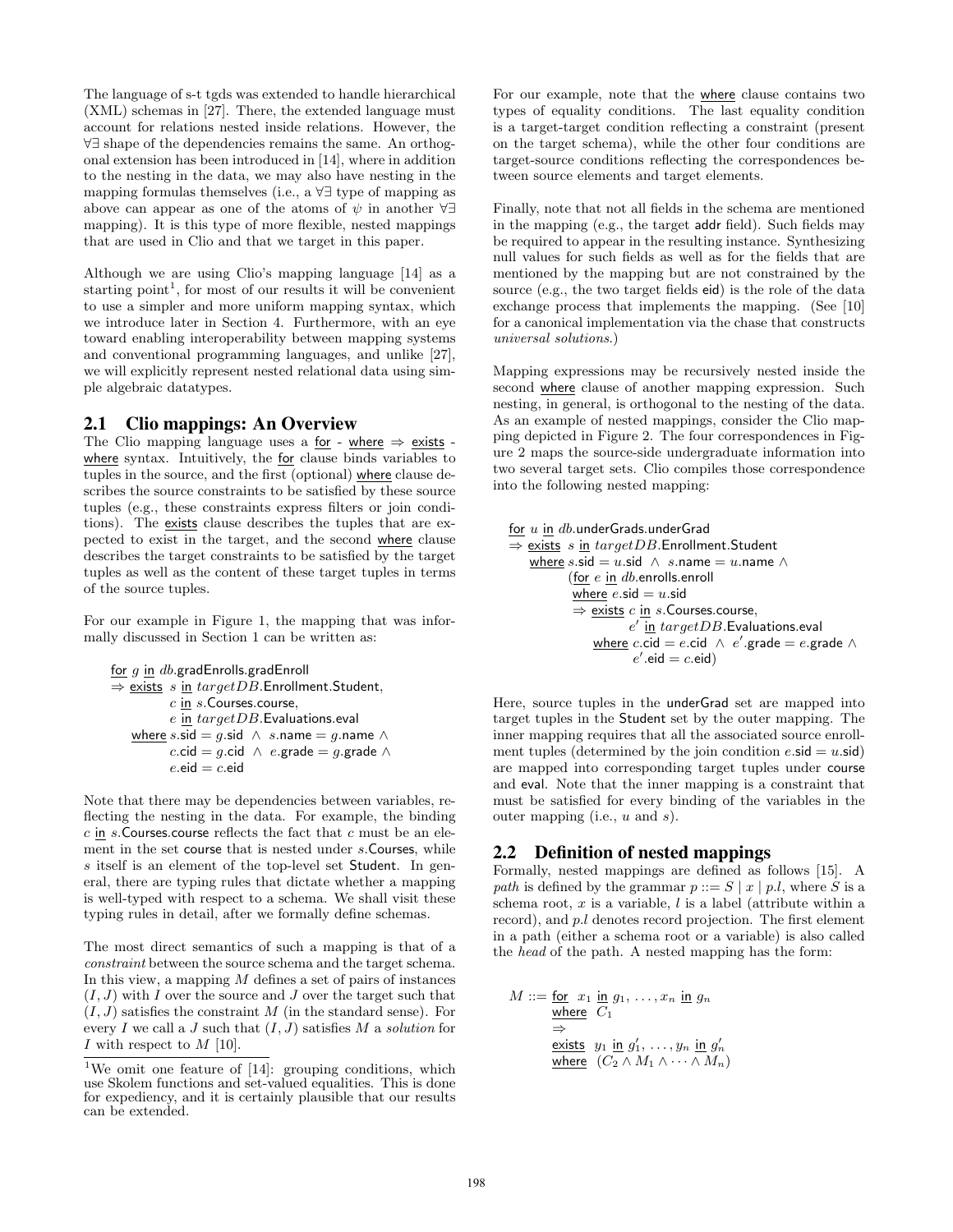The language of s-t tgds was extended to handle hierarchical (XML) schemas in [27]. There, the extended language must account for relations nested inside relations. However, the ∀∃ shape of the dependencies remains the same. An orthogonal extension has been introduced in [14], where in addition to the nesting in the data, we may also have nesting in the mapping formulas themselves (i.e., a ∀∃ type of mapping as above can appear as one of the atoms of $\psi$ in another ∀∃ mapping). It is this type of more flexible, nested mappings that are used in Clio and that we target in this paper.

Although we are using Clio's mapping language [14] as a starting point[1], for most of our results it will be convenient to use a simpler and more uniform mapping syntax, which we introduce later in Section 4. Furthermore, with an eye toward enabling interoperability between mapping systems and conventional programming languages, and unlike [27], we will explicitly represent nested relational data using simple algebraic datatypes.

## 2.1 Clio mappings: An Overview

The Clio mapping language uses a for - where ⇒ exists - where syntax. Intuitively, the for clause binds variables to tuples in the source, and the first (optional) where clause describes the source constraints to be satisfied by these source tuples (e.g., these constraints express filters or join conditions). The exists clause describes the tuples that are expected to exist in the target, and the second where clause describes the target constraints to be satisfied by the target tuples as well as the content of these target tuples in terms of the source tuples.

For our example in Figure 1, the mapping that was informally discussed in Section 1 can be written as:

```
for g in db.gradEnrolls.gradEnroll
⇒ exists s in targetDB.Enrollment.Student,
         c in s.Courses.course,
         e in targetDB.Evaluations.eval
   where s.sid = g.sid ∧ s.name = g.name ∧
         c.cid = g.cid ∧ e.grade = g.grade ∧
         e.eid = c.eid
```

Note that there may be dependencies between variables, reflecting the nesting in the data. For example, the binding $c$ in $s$.Courses.course reflects the fact that $c$ must be an element in the set course that is nested under $s$.Courses, while $s$ itself is an element of the top-level set Student. In general, there are typing rules that dictate whether a mapping is well-typed with respect to a schema. We shall visit these typing rules in detail, after we formally define schemas.

The most direct semantics of such a mapping is that of a *constraint* between the source schema and the target schema. In this view, a mapping $M$ defines a set of pairs of instances $(I, J)$ with $I$ over the source and $J$ over the target such that $(I, J)$ satisfies the constraint $M$ (in the standard sense). For every $I$ we call a $J$ such that $(I, J)$ satisfies $M$ a *solution* for $I$ with respect to $M$ [10].

[1]We omit one feature of [14]: grouping conditions, which use Skolem functions and set-valued equalities. This is done for expediency, and it is certainly plausible that our results can be extended.

For our example, note that the where clause contains two types of equality conditions. The last equality condition is a target-target condition reflecting a constraint (present on the target schema), while the other four conditions are target-source conditions reflecting the correspondences between source elements and target elements.

Finally, note that not all fields in the schema are mentioned in the mapping (e.g., the target addr field). Such fields may be required to appear in the resulting instance. Synthesizing null values for such fields as well as for the fields that are mentioned by the mapping but are not constrained by the source (e.g., the two target fields eid) is the role of the data exchange process that implements the mapping. (See [10] for a canonical implementation via the chase that constructs *universal solutions*.)

Mapping expressions may be recursively nested inside the second where clause of another mapping expression. Such nesting, in general, is orthogonal to the nesting of the data. As an example of nested mappings, consider the Clio mapping depicted in Figure 2. The four correspondences in Figure 2 maps the source-side undergraduate information into two several target sets. Clio compiles those correspondence into the following nested mapping:

```
for u in db.underGrads.underGrad
⇒ exists s in targetDB.Enrollment.Student
   where s.sid = u.sid ∧ s.name = u.name ∧
         (for e in db.enrolls.enroll
          where e.sid = u.sid
          ⇒ exists c in s.Courses.course,
                   e′ in targetDB.Evaluations.eval
             where c.cid = e.cid ∧ e′.grade = e.grade ∧
                   e′.eid = c.eid)
```

Here, source tuples in the underGrad set are mapped into target tuples in the Student set by the outer mapping. The inner mapping requires that all the associated source enrollment tuples (determined by the join condition $e$.sid $= u$.sid) are mapped into corresponding target tuples under course and eval. Note that the inner mapping is a constraint that must be satisfied for every binding of the variables in the outer mapping (i.e., $u$ and $s$).

## 2.2 Definition of nested mappings

Formally, nested mappings are defined as follows [15]. A *path* is defined by the grammar $p ::= S \mid x \mid p.l$, where $S$ is a schema root, $x$ is a variable, $l$ is a label (attribute within a record), and $p.l$ denotes record projection. The first element in a path (either a schema root or a variable) is also called the *head* of the path. A nested mapping has the form:

$$
\begin{aligned}
M ::= \;& \underline{\text{for}}\;\; x_1 \;\underline{\text{in}}\; g_1, \ldots, x_n \;\underline{\text{in}}\; g_n \\
& \underline{\text{where}}\;\; C_1 \\
& \Rightarrow \\
& \underline{\text{exists}}\;\; y_1 \;\underline{\text{in}}\; g'_1, \ldots, y_n \;\underline{\text{in}}\; g'_n \\
& \underline{\text{where}}\;\; (C_2 \wedge M_1 \wedge \cdots \wedge M_n)
\end{aligned}
$$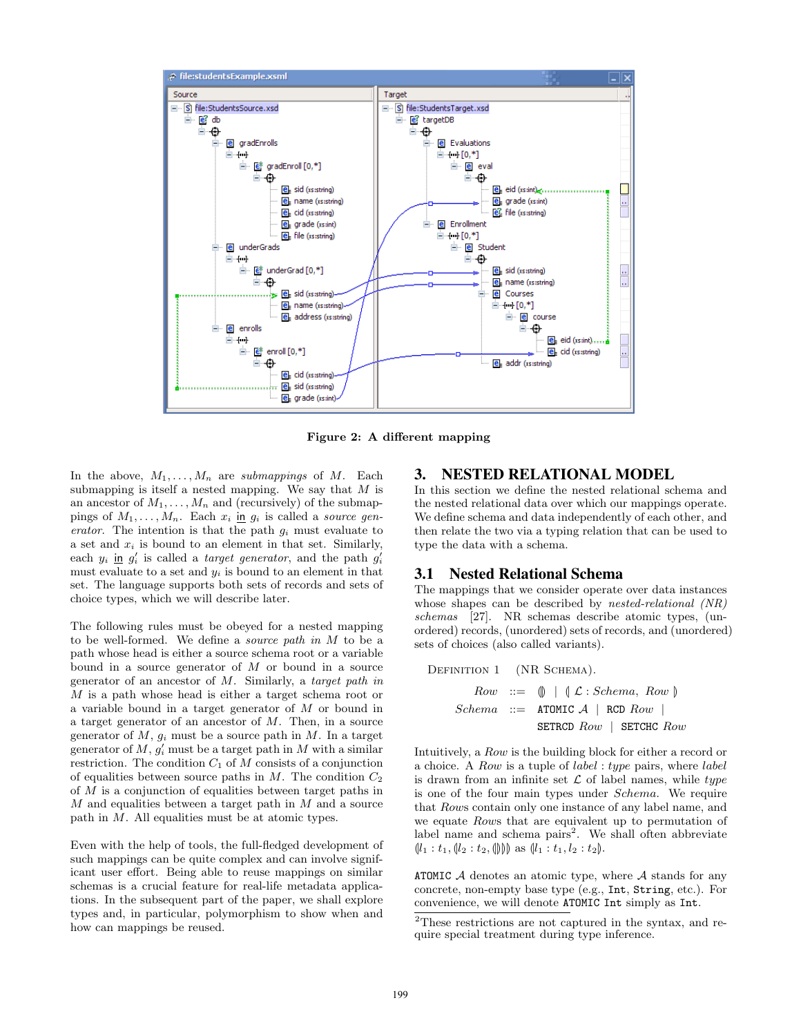Figure 2: A different mapping

In the above, $M_1, \ldots, M_n$ are *submappings* of $M$. Each submapping is itself a nested mapping. We say that $M$ is an ancestor of $M_1, \ldots, M_n$ and (recursively) of the submappings of $M_1, \ldots, M_n$. Each $x_i$ in $g_i$ is called a *source generator*. The intention is that the path $g_i$ must evaluate to a set and $x_i$ is bound to an element in that set. Similarly, each $y_i$ in $g'_i$ is called a *target generator*, and the path $g'_i$ must evaluate to a set and $y_i$ is bound to an element in that set. The language supports both sets of records and sets of choice types, which we will describe later.

The following rules must be obeyed for a nested mapping to be well-formed. We define a *source path in* $M$ to be a path whose head is either a source schema root or a variable bound in a source generator of $M$ or bound in a source generator of an ancestor of $M$. Similarly, a *target path in* $M$ is a path whose head is either a target schema root or a variable bound in a target generator of $M$ or bound in a target generator of an ancestor of $M$. Then, in a source generator of $M$, $g_i$ must be a source path in $M$. In a target generator of $M$, $g'_i$ must be a target path in $M$ with a similar restriction. The condition $C_1$ of $M$ consists of a conjunction of equalities between source paths in $M$. The condition $C_2$ of $M$ is a conjunction of equalities between target paths in $M$ and equalities between a target path in $M$ and a source path in $M$. All equalities must be at atomic types.

Even with the help of tools, the full-fledged development of such mappings can be quite complex and can involve significant user effort. Being able to reuse mappings on similar schemas is a crucial feature for real-life metadata applications. In the subsequent part of the paper, we shall explore types and, in particular, polymorphism to show when and how can mappings be reused.

# 3. NESTED RELATIONAL MODEL

In this section we define the nested relational schema and the nested relational data over which our mappings operate. We define schema and data independently of each other, and then relate the two via a typing relation that can be used to type the data with a schema.

## 3.1 Nested Relational Schema

The mappings that we consider operate over data instances whose shapes can be described by *nested-relational (NR) schemas* [27]. NR schemas describe atomic types, (unordered) records, (unordered) sets of records, and (unordered) sets of choices (also called variants).

DEFINITION 1 (NR SCHEMA).

$$
\begin{array}{rcl}
\mathit{Row} & ::= & \llparenthesis\rrparenthesis \;\mid\; \llparenthesis\, \mathcal{L} : \mathit{Schema},\ \mathit{Row}\, \rrparenthesis \\
\mathit{Schema} & ::= & \texttt{ATOMIC}\ \mathcal{A} \;\mid\; \texttt{RCD}\ \mathit{Row} \;\mid \\
 & & \texttt{SETRCD}\ \mathit{Row} \;\mid\; \texttt{SETCHC}\ \mathit{Row}
\end{array}
$$

Intuitively, a *Row* is the building block for either a record or a choice. A *Row* is a tuple of *label* : *type* pairs, where *label* is drawn from an infinite set $\mathcal{L}$ of label names, while *type* is one of the four main types under *Schema*. We require that *Rows* contain only one instance of any label name, and we equate *Rows* that are equivalent up to permutation of label name and schema pairs[2]. We shall often abbreviate $\llparenthesis l_1 : t_1, \llparenthesis l_2 : t_2, \llparenthesis\rrparenthesis \rrparenthesis \rrparenthesis$ as $\llparenthesis l_1 : t_1, l_2 : t_2 \rrparenthesis$.

ATOMIC $\mathcal{A}$ denotes an atomic type, where $\mathcal{A}$ stands for any concrete, non-empty base type (e.g., Int, String, etc.). For convenience, we will denote ATOMIC Int simply as Int.

[2]These restrictions are not captured in the syntax, and require special treatment during type inference.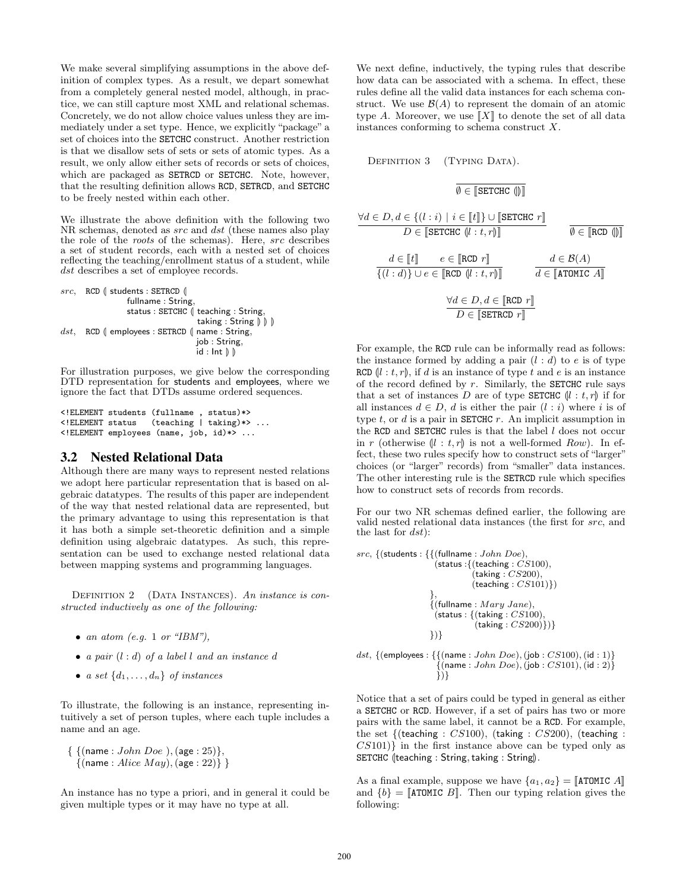We make several simplifying assumptions in the above definition of complex types. As a result, we depart somewhat from a completely general nested model, although, in practice, we can still capture most XML and relational schemas. Concretely, we do not allow choice values unless they are immediately under a set type. Hence, we explicitly "package" a set of choices into the SETCHC construct. Another restriction is that we disallow sets of sets or sets of atomic types. As a result, we only allow either sets of records or sets of choices, which are packaged as SETRCD or SETCHC. Note, however, that the resulting definition allows RCD, SETRCD, and SETCHC to be freely nested within each other.

We illustrate the above definition with the following two NR schemas, denoted as *src* and *dst* (these names also play the role of the *roots* of the schemas). Here, *src* describes a set of student records, each with a nested set of choices reflecting the teaching/enrollment status of a student, while *dst* describes a set of employee records.

$$
\begin{array}{ll}
src, & \texttt{RCD}\ (\!|\ \mathsf{students} : \texttt{SETRCD}\ (\!|\ \mathsf{fullname} : \mathsf{String}, \\
& \qquad \mathsf{status} : \texttt{SETCHC}\ (\!|\ \mathsf{teaching} : \mathsf{String}, \\
& \qquad\qquad \mathsf{taking} : \mathsf{String}\ |\!)\ |\!)\ |\!) \\
dst, & \texttt{RCD}\ (\!|\ \mathsf{employees} : \texttt{SETRCD}\ (\!|\ \mathsf{name} : \mathsf{String}, \\
& \qquad \mathsf{job} : \mathsf{String}, \\
& \qquad \mathsf{id} : \mathsf{Int}\ |\!)\ |\!)
\end{array}
$$

For illustration purposes, we give below the corresponding DTD representation for students and employees, where we ignore the fact that DTDs assume ordered sequences.

```
<!ELEMENT students (fullname , status)*>
<!ELEMENT status   (teaching | taking)*> ...
<!ELEMENT employees (name, job, id)*> ...
```

## 3.2 Nested Relational Data

Although there are many ways to represent nested relations we adopt here particular representation that is based on algebraic datatypes. The results of this paper are independent of the way that nested relational data are represented, but the primary advantage to using this representation is that it has both a simple set-theoretic definition and a simple definition using algebraic datatypes. As such, this representation can be used to exchange nested relational data between mapping systems and programming languages.

Definition 2 (Data Instances). *An instance is constructed inductively as one of the following:*

- *an atom (e.g. 1 or "IBM"),*
- *a pair $(l : d)$ of a label $l$ and an instance $d$*
- *a set $\{d_1, \ldots, d_n\}$ of instances*

To illustrate, the following is an instance, representing intuitively a set of person tuples, where each tuple includes a name and an age.

$$
\{\ \{(\mathsf{name} : John\ Doe\ ), (\mathsf{age} : 25)\},\ \{(\mathsf{name} : Alice\ May), (\mathsf{age} : 22)\}\ \}
$$

An instance has no type a priori, and in general it could be given multiple types or it may have no type at all.

We next define, inductively, the typing rules that describe how data can be associated with a schema. In effect, these rules define all the valid data instances for each schema construct. We use $\mathcal{B}(A)$ to represent the domain of an atomic type $A$. Moreover, we use $[\![X]\!]$ to denote the set of all data instances conforming to schema construct $X$.

Definition 3 (Typing Data).

$$
\frac{}{\emptyset \in [\![\texttt{SETCHC}\ (\!|\,|\!)]\!]}
$$

$$
\frac{\forall d \in D, d \in \{(l : i) \mid i \in [\![t]\!]\} \cup [\![\texttt{SETCHC}\ r]\!]}{D \in [\![\texttt{SETCHC}\ (\!|\ l : t, r\ |\!)]\!]} \qquad \frac{}{\emptyset \in [\![\texttt{RCD}\ (\!|\,|\!)]\!]}
$$

$$
\frac{d \in [\![t]\!] \qquad e \in [\![\texttt{RCD}\ r]\!]}{\{(l : d)\} \cup e \in [\![\texttt{RCD}\ (\!|\ l : t, r\ |\!)]\!]} \qquad \frac{d \in \mathcal{B}(A)}{d \in [\![\texttt{ATOMIC}\ A]\!]}
$$

$$
\frac{\forall d \in D, d \in [\![\texttt{RCD}\ r]\!]}{D \in [\![\texttt{SETRCD}\ r]\!]}
$$

For example, the RCD rule can be informally read as follows: the instance formed by adding a pair $(l : d)$ to $e$ is of type RCD $(\!|\ l : t, r\ |\!)$, if $d$ is an instance of type $t$ and $e$ is an instance of the record defined by $r$. Similarly, the SETCHC rule says that a set of instances $D$ are of type SETCHC $(\!|\ l : t, r\ |\!)$ if for all instances $d \in D$, $d$ is either the pair $(l : i)$ where $i$ is of type $t$, or $d$ is a pair in SETCHC $r$. An implicit assumption in the RCD and SETCHC rules is that the label $l$ does not occur in $r$ (otherwise $(\!|\ l : t, r\ |\!)$ is not a well-formed *Row*). In effect, these two rules specify how to construct sets of "larger" choices (or "larger" records) from "smaller" data instances. The other interesting rule is the SETRCD rule which specifies how to construct sets of records from records.

For our two NR schemas defined earlier, the following are valid nested relational data instances (the first for *src*, and the last for *dst*):

$$
\begin{array}{l}
src,\ \{(\mathsf{students} : \{\{(\mathsf{fullname} : John\ Doe), \\
\qquad (\mathsf{status} : \{(\mathsf{teaching} : CS100), \\
\qquad\qquad (\mathsf{taking} : CS200), \\
\qquad\qquad (\mathsf{teaching} : CS101)\}) \\
\qquad \}, \\
\qquad \{(\mathsf{fullname} : Mary\ Jane), \\
\qquad (\mathsf{status} : \{(\mathsf{taking} : CS100), \\
\qquad\qquad (\mathsf{taking} : CS200)\})\} \\
\qquad \})\}
\end{array}
$$

$$
\begin{array}{l}
dst,\ \{(\mathsf{employees} : \{\{(\mathsf{name} : John\ Doe), (\mathsf{job} : CS100), (\mathsf{id} : 1)\} \\
\qquad \{(\mathsf{name} : John\ Doe), (\mathsf{job} : CS101), (\mathsf{id} : 2)\} \\
\qquad \})\}
\end{array}
$$

Notice that a set of pairs could be typed in general as either a SETCHC or RCD. However, if a set of pairs has two or more pairs with the same label, it cannot be a RCD. For example, the set $\{(\mathsf{teaching} : CS100), (\mathsf{taking} : CS200), (\mathsf{teaching} : CS101)\}$ in the first instance above can be typed only as SETCHC $(\!|\ \mathsf{teaching} : \mathsf{String}, \mathsf{taking} : \mathsf{String}\ |\!)$.

As a final example, suppose we have $\{a_1, a_2\} = [\![\texttt{ATOMIC}\ A]\!]$ and $\{b\} = [\![\texttt{ATOMIC}\ B]\!]$. Then our typing relation gives the following: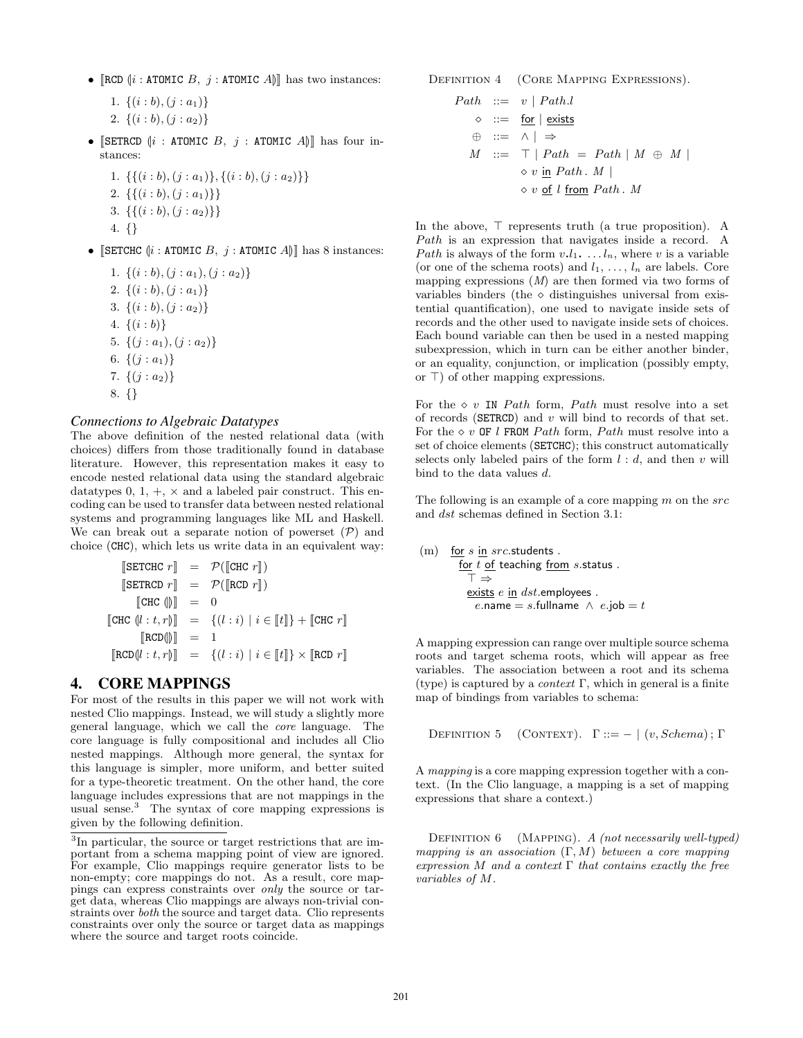- $[\![\texttt{RCD}\ (\!|i : \texttt{ATOMIC}\ B,\ j : \texttt{ATOMIC}\ A|\!)]\!]$ has two instances:
  1. $\{(i : b), (j : a_1)\}$
  2. $\{(i : b), (j : a_2)\}$
- $[\![\texttt{SETRCD}\ (\!|i : \texttt{ATOMIC}\ B,\ j : \texttt{ATOMIC}\ A|\!)]\!]$ has four instances:
  1. $\{\{(i : b), (j : a_1)\}, \{(i : b), (j : a_2)\}\}$
  2. $\{\{(i : b), (j : a_1)\}\}$
  3. $\{\{(i : b), (j : a_2)\}\}$
  4. $\{\}$
- $[\![\texttt{SETCHC}\ (\!|i : \texttt{ATOMIC}\ B,\ j : \texttt{ATOMIC}\ A|\!)]\!]$ has 8 instances:
  1. $\{(i : b), (j : a_1), (j : a_2)\}$
  2. $\{(i : b), (j : a_1)\}$
  3. $\{(i : b), (j : a_2)\}$
  4. $\{(i : b)\}$
  5. $\{(j : a_1), (j : a_2)\}$
  6. $\{(j : a_1)\}$
  7. $\{(j : a_2)\}$
  8. $\{\}$

### *Connections to Algebraic Datatypes*

The above definition of the nested relational data (with choices) differs from those traditionally found in database literature. However, this representation makes it easy to encode nested relational data using the standard algebraic datatypes 0, 1, $+$, $\times$ and a labeled pair construct. This encoding can be used to transfer data between nested relational systems and programming languages like ML and Haskell. We can break out a separate notion of powerset ($\mathcal{P}$) and choice (CHC), which lets us write data in an equivalent way:

$$
\begin{array}{rcl}
[\![\texttt{SETCHC}\ r]\!] & = & \mathcal{P}([\![\texttt{CHC}\ r]\!]) \\
[\![\texttt{SETRCD}\ r]\!] & = & \mathcal{P}([\![\texttt{RCD}\ r]\!]) \\
[\![\texttt{CHC}\ (\!|\,|\!)]\!] & = & 0 \\
[\![\texttt{CHC}\ (\!|l : t, r|\!)]\!] & = & \{(l : i) \mid i \in [\![t]\!]\} + [\![\texttt{CHC}\ r]\!] \\
[\![\texttt{RCD}(\!|\,|\!)]\!] & = & 1 \\
[\![\texttt{RCD}(\!|l : t, r|\!)]\!] & = & \{(l : i) \mid i \in [\![t]\!]\} \times [\![\texttt{RCD}\ r]\!]
\end{array}
$$

## 4. CORE MAPPINGS

For most of the results in this paper we will not work with nested Clio mappings. Instead, we will study a slightly more general language, which we call the *core* language. The core language is fully compositional and includes all Clio nested mappings. Although more general, the syntax for this language is simpler, more uniform, and better suited for a type-theoretic treatment. On the other hand, the core language includes expressions that are not mappings in the usual sense.[3] The syntax of core mapping expressions is given by the following definition.

[3] In particular, the source or target restrictions that are important from a schema mapping point of view are ignored. For example, Clio mappings require generator lists to be non-empty; core mappings do not. As a result, core mappings can express constraints over *only* the source or target data, whereas Clio mappings are always non-trivial constraints over *both* the source and target data. Clio represents constraints over only the source or target data as mappings where the source and target roots coincide.

Definition 4 (Core Mapping Expressions).

$$
\begin{array}{rcl}
Path & ::= & v \mid Path.l \\
\diamond & ::= & \underline{\mathsf{for}} \mid \underline{\mathsf{exists}} \\
\oplus & ::= & \wedge \mid \Rightarrow \\
M & ::= & \top \mid Path\ =\ Path \mid M\ \oplus\ M \mid \\
 & & \diamond\ v\ \underline{\mathsf{in}}\ Path\,.\ M \mid \\
 & & \diamond\ v\ \underline{\mathsf{of}}\ l\ \underline{\mathsf{from}}\ Path\,.\ M
\end{array}
$$

In the above, $\top$ represents truth (a true proposition). A $Path$ is an expression that navigates inside a record. A $Path$ is always of the form $v.l_1.\ \ldots l_n$, where $v$ is a variable (or one of the schema roots) and $l_1, \ldots, l_n$ are labels. Core mapping expressions ($M$) are then formed via two forms of variables binders (the $\diamond$ distinguishes universal from existential quantification), one used to navigate inside sets of records and the other used to navigate inside sets of choices. Each bound variable can then be used in a nested mapping subexpression, which in turn can be either another binder, or an equality, conjunction, or implication (possibly empty, or $\top$) of other mapping expressions.

For the $\diamond\ v$ IN $Path$ form, $Path$ must resolve into a set of records (SETRCD) and $v$ will bind to records of that set. For the $\diamond\ v$ OF $l$ FROM $Path$ form, $Path$ must resolve into a set of choice elements (SETCHC); this construct automatically selects only labeled pairs of the form $l : d$, and then $v$ will bind to the data values $d$.

The following is an example of a core mapping $m$ on the $src$ and $dst$ schemas defined in Section 3.1:

$$
\begin{array}{ll}
\text{(m)} & \underline{\mathsf{for}}\ s\ \underline{\mathsf{in}}\ src.\mathsf{students}\ . \\
 & \quad \underline{\mathsf{for}}\ t\ \underline{\mathsf{of}}\ \mathsf{teaching}\ \underline{\mathsf{from}}\ s.\mathsf{status}\ . \\
 & \quad\quad \top \Rightarrow \\
 & \quad\quad \underline{\mathsf{exists}}\ e\ \underline{\mathsf{in}}\ dst.\mathsf{employees}\ . \\
 & \quad\quad\quad e.\mathsf{name} = s.\mathsf{fullname}\ \wedge\ e.\mathsf{job} = t
\end{array}
$$

A mapping expression can range over multiple source schema roots and target schema roots, which will appear as free variables. The association between a root and its schema (type) is captured by a *context* $\Gamma$, which in general is a finite map of bindings from variables to schema:

Definition 5 (Context). $\Gamma ::= - \mid (v, Schema)\,;\,\Gamma$

A *mapping* is a core mapping expression together with a context. (In the Clio language, a mapping is a set of mapping expressions that share a context.)

Definition 6 (Mapping). *A (not necessarily well-typed) mapping is an association $(\Gamma, M)$ between a core mapping expression $M$ and a context $\Gamma$ that contains exactly the free variables of $M$.*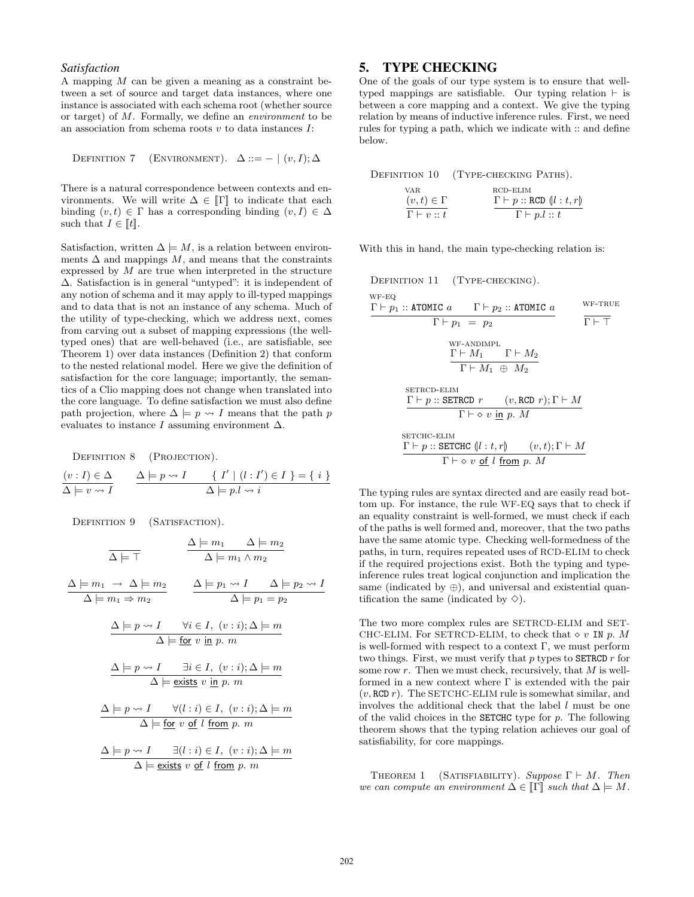### *Satisfaction*

A mapping $M$ can be given a meaning as a constraint between a set of source and target data instances, where one instance is associated with each schema root (whether source or target) of $M$. Formally, we define an *environment* to be an association from schema roots $v$ to data instances $I$:

DEFINITION 7 (ENVIRONMENT). $\Delta ::= - \mid (v, I); \Delta$

There is a natural correspondence between contexts and environments. We will write $\Delta \in [\![\Gamma]\!]$ to indicate that each binding $(v, t) \in \Gamma$ has a corresponding binding $(v, I) \in \Delta$ such that $I \in [\![t]\!]$.

Satisfaction, written $\Delta \models M$, is a relation between environments $\Delta$ and mappings $M$, and means that the constraints expressed by $M$ are true when interpreted in the structure $\Delta$. Satisfaction is in general "untyped": it is independent of any notion of schema and it may apply to ill-typed mappings and to data that is not an instance of any schema. Much of the utility of type-checking, which we address next, comes from carving out a subset of mapping expressions (the well-typed ones) that are well-behaved (i.e., are satisfiable, see Theorem 1) over data instances (Definition 2) that conform to the nested relational model. Here we give the definition of satisfaction for the core language; importantly, the semantics of a Clio mapping does not change when translated into the core language. To define satisfaction we must also define path projection, where $\Delta \models p \rightsquigarrow I$ means that the path $p$ evaluates to instance $I$ assuming environment $\Delta$.

DEFINITION 8 (PROJECTION).

$$\frac{(v : I) \in \Delta}{\Delta \models v \rightsquigarrow I} \qquad \frac{\Delta \models p \rightsquigarrow I \qquad \{\, I' \mid (l : I') \in I \,\} = \{\, i \,\}}{\Delta \models p.l \rightsquigarrow i}$$

DEFINITION 9 (SATISFACTION).

$$\frac{}{\Delta \models \top} \qquad \frac{\Delta \models m_1 \qquad \Delta \models m_2}{\Delta \models m_1 \wedge m_2}$$

$$\frac{\Delta \models m_1 \;\rightarrow\; \Delta \models m_2}{\Delta \models m_1 \Rightarrow m_2} \qquad \frac{\Delta \models p_1 \rightsquigarrow I \qquad \Delta \models p_2 \rightsquigarrow I}{\Delta \models p_1 = p_2}$$

$$\frac{\Delta \models p \rightsquigarrow I \qquad \forall i \in I,\ (v : i); \Delta \models m}{\Delta \models \underline{\text{for}}\ v\ \underline{\text{in}}\ p.\ m}$$

$$\frac{\Delta \models p \rightsquigarrow I \qquad \exists i \in I,\ (v : i); \Delta \models m}{\Delta \models \underline{\text{exists}}\ v\ \underline{\text{in}}\ p.\ m}$$

$$\frac{\Delta \models p \rightsquigarrow I \qquad \forall (l : i) \in I,\ (v : i); \Delta \models m}{\Delta \models \underline{\text{for}}\ v\ \underline{\text{of}}\ l\ \underline{\text{from}}\ p.\ m}$$

$$\frac{\Delta \models p \rightsquigarrow I \qquad \exists (l : i) \in I,\ (v : i); \Delta \models m}{\Delta \models \underline{\text{exists}}\ v\ \underline{\text{of}}\ l\ \underline{\text{from}}\ p.\ m}$$

## 5. TYPE CHECKING

One of the goals of our type system is to ensure that well-typed mappings are satisfiable. Our typing relation $\vdash$ is between a core mapping and a context. We give the typing relation by means of inductive inference rules. First, we need rules for typing a path, which we indicate with :: and define below.

DEFINITION 10 (TYPE-CHECKING PATHS).

$$\text{VAR}\ \frac{(v, t) \in \Gamma}{\Gamma \vdash v :: t} \qquad \text{RCD-ELIM}\ \frac{\Gamma \vdash p :: \texttt{RCD}\ (\!|l : t, r|\!)}{\Gamma \vdash p.l :: t}$$

With this in hand, the main type-checking relation is:

DEFINITION 11 (TYPE-CHECKING).

$$\text{WF-EQ}\ \frac{\Gamma \vdash p_1 :: \texttt{ATOMIC}\ a \qquad \Gamma \vdash p_2 :: \texttt{ATOMIC}\ a}{\Gamma \vdash p_1 \ =\ p_2} \qquad \text{WF-TRUE}\ \frac{}{\Gamma \vdash \top}$$

$$\text{WF-ANDIMPL}\ \frac{\Gamma \vdash M_1 \qquad \Gamma \vdash M_2}{\Gamma \vdash M_1 \ \oplus\ M_2}$$

$$\text{SETRCD-ELIM}\ \frac{\Gamma \vdash p :: \texttt{SETRCD}\ r \qquad (v, \texttt{RCD}\ r); \Gamma \vdash M}{\Gamma \vdash \diamond\ v\ \underline{\text{in}}\ p.\ M}$$

$$\text{SETCHC-ELIM}\ \frac{\Gamma \vdash p :: \texttt{SETCHC}\ (\!|l : t, r|\!) \qquad (v, t); \Gamma \vdash M}{\Gamma \vdash \diamond\ v\ \underline{\text{of}}\ l\ \underline{\text{from}}\ p.\ M}$$

The typing rules are syntax directed and are easily read bottom up. For instance, the rule WF-EQ says that to check if an equality constraint is well-formed, we must check if each of the paths is well formed and, moreover, that the two paths have the same atomic type. Checking well-formedness of the paths, in turn, requires repeated uses of RCD-ELIM to check if the required projections exist. Both the typing and type-inference rules treat logical conjunction and implication the same (indicated by $\oplus$), and universal and existential quantification the same (indicated by $\diamond$).

The two more complex rules are SETRCD-ELIM and SETCHC-ELIM. For SETRCD-ELIM, to check that $\diamond\ v$ IN $p.\ M$ is well-formed with respect to a context $\Gamma$, we must perform two things. First, we must verify that $p$ types to SETRCD $r$ for some row $r$. Then we must check, recursively, that $M$ is well-formed in a new context where $\Gamma$ is extended with the pair $(v, \texttt{RCD}\ r)$. The SETCHC-ELIM rule is somewhat similar, and involves the additional check that the label $l$ must be one of the valid choices in the SETCHC type for $p$. The following theorem shows that the typing relation achieves our goal of satisfiability, for core mappings.

THEOREM 1 (SATISFIABILITY). *Suppose $\Gamma \vdash M$. Then we can compute an environment $\Delta \in [\![\Gamma]\!]$ such that $\Delta \models M$.*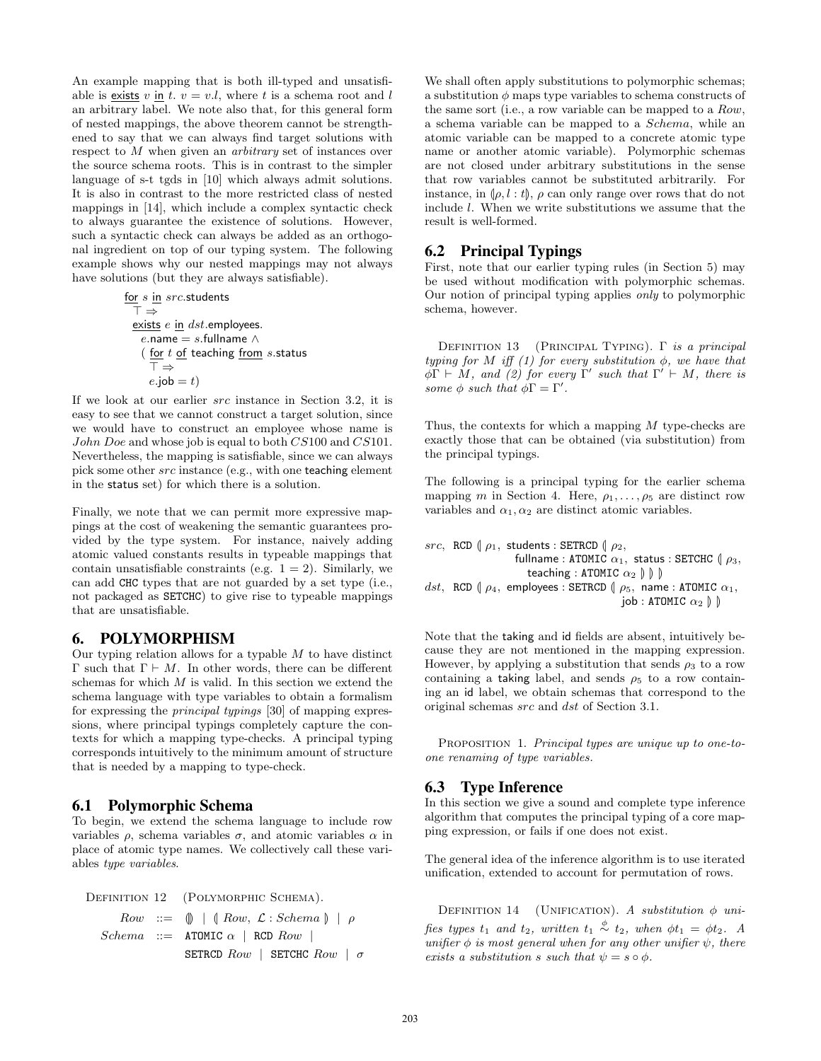An example mapping that is both ill-typed and unsatisfiable is exists $v$ in $t$. $v = v.l$, where $t$ is a schema root and $l$ an arbitrary label. We note also that, for this general form of nested mappings, the above theorem cannot be strengthened to say that we can always find target solutions with respect to $M$ when given an *arbitrary* set of instances over the source schema roots. This is in contrast to the simpler language of s-t tgds in [10] which always admit solutions. It is also in contrast to the more restricted class of nested mappings in [14], which include a complex syntactic check to always guarantee the existence of solutions. However, such a syntactic check can always be added as an orthogonal ingredient on top of our typing system. The following example shows why our nested mappings may not always have solutions (but they are always satisfiable).

```
for s in src.students
  ⊤ ⇒
  exists e in dst.employees.
    e.name = s.fullname ∧
    ( for t of teaching from s.status
      ⊤ ⇒
      e.job = t)
```

If we look at our earlier *src* instance in Section 3.2, it is easy to see that we cannot construct a target solution, since we would have to construct an employee whose name is *John Doe* and whose job is equal to both *CS*100 and *CS*101. Nevertheless, the mapping is satisfiable, since we can always pick some other *src* instance (e.g., with one teaching element in the status set) for which there is a solution.

Finally, we note that we can permit more expressive mappings at the cost of weakening the semantic guarantees provided by the type system. For instance, naively adding atomic valued constants results in typeable mappings that contain unsatisfiable constraints (e.g. $1 = 2$). Similarly, we can add CHC types that are not guarded by a set type (i.e., not packaged as SETCHC) to give rise to typeable mappings that are unsatisfiable.

## 6. POLYMORPHISM

Our typing relation allows for a typable $M$ to have distinct $\Gamma$ such that $\Gamma \vdash M$. In other words, there can be different schemas for which $M$ is valid. In this section we extend the schema language with type variables to obtain a formalism for expressing the *principal typings* [30] of mapping expressions, where principal typings completely capture the contexts for which a mapping type-checks. A principal typing corresponds intuitively to the minimum amount of structure that is needed by a mapping to type-check.

### 6.1 Polymorphic Schema

To begin, we extend the schema language to include row variables $\rho$, schema variables $\sigma$, and atomic variables $\alpha$ in place of atomic type names. We collectively call these variables *type variables*.

Definition 12 (Polymorphic Schema).

$$
\begin{aligned}
Row &::= \; (\!|\,|\!) \;|\; (\!|\, Row,\ \mathcal{L} : Schema \,|\!) \;|\; \rho \\
Schema &::= \; \texttt{ATOMIC}\ \alpha \;|\; \texttt{RCD}\ Row \;| \\
&\quad\;\; \texttt{SETRCD}\ Row \;|\; \texttt{SETCHC}\ Row \;|\; \sigma
\end{aligned}
$$

We shall often apply substitutions to polymorphic schemas; a substitution $\phi$ maps type variables to schema constructs of the same sort (i.e., a row variable can be mapped to a *Row*, a schema variable can be mapped to a *Schema*, while an atomic variable can be mapped to a concrete atomic type name or another atomic variable). Polymorphic schemas are not closed under arbitrary substitutions in the sense that row variables cannot be substituted arbitrarily. For instance, in $(\!|\rho, l : t|\!)$, $\rho$ can only range over rows that do not include $l$. When we write substitutions we assume that the result is well-formed.

### 6.2 Principal Typings

First, note that our earlier typing rules (in Section 5) may be used without modification with polymorphic schemas. Our notion of principal typing applies *only* to polymorphic schema, however.

Definition 13 (Principal Typing). *$\Gamma$ is a principal typing for $M$ iff (1) for every substitution $\phi$, we have that $\phi\Gamma \vdash M$, and (2) for every $\Gamma'$ such that $\Gamma' \vdash M$, there is some $\phi$ such that $\phi\Gamma = \Gamma'$.*

Thus, the contexts for which a mapping $M$ type-checks are exactly those that can be obtained (via substitution) from the principal typings.

The following is a principal typing for the earlier schema mapping $m$ in Section 4. Here, $\rho_1, \ldots, \rho_5$ are distinct row variables and $\alpha_1, \alpha_2$ are distinct atomic variables.

$$
\begin{aligned}
&src,\ \texttt{RCD}\ (\!|\ \rho_1,\ \textsf{students} : \texttt{SETRCD}\ (\!|\ \rho_2, \\
&\qquad \textsf{fullname} : \texttt{ATOMIC}\ \alpha_1,\ \textsf{status} : \texttt{SETCHC}\ (\!|\ \rho_3, \\
&\qquad\quad \textsf{teaching} : \texttt{ATOMIC}\ \alpha_2\ |\!)\ |\!)\ |\!) \\
&dst,\ \texttt{RCD}\ (\!|\ \rho_4,\ \textsf{employees} : \texttt{SETRCD}\ (\!|\ \rho_5,\ \textsf{name} : \texttt{ATOMIC}\ \alpha_1, \\
&\qquad \textsf{job} : \texttt{ATOMIC}\ \alpha_2\ |\!)\ |\!)
\end{aligned}
$$

Note that the taking and id fields are absent, intuitively because they are not mentioned in the mapping expression. However, by applying a substitution that sends $\rho_3$ to a row containing a taking label, and sends $\rho_5$ to a row containing an id label, we obtain schemas that correspond to the original schemas *src* and *dst* of Section 3.1.

Proposition 1. *Principal types are unique up to one-to-one renaming of type variables.*

### 6.3 Type Inference

In this section we give a sound and complete type inference algorithm that computes the principal typing of a core mapping expression, or fails if one does not exist.

The general idea of the inference algorithm is to use iterated unification, extended to account for permutation of rows.

Definition 14 (Unification). *A substitution $\phi$ unifies types $t_1$ and $t_2$, written $t_1 \overset{\phi}{\sim} t_2$, when $\phi t_1 = \phi t_2$. A unifier $\phi$ is most general when for any other unifier $\psi$, there exists a substitution $s$ such that $\psi = s \circ \phi$.*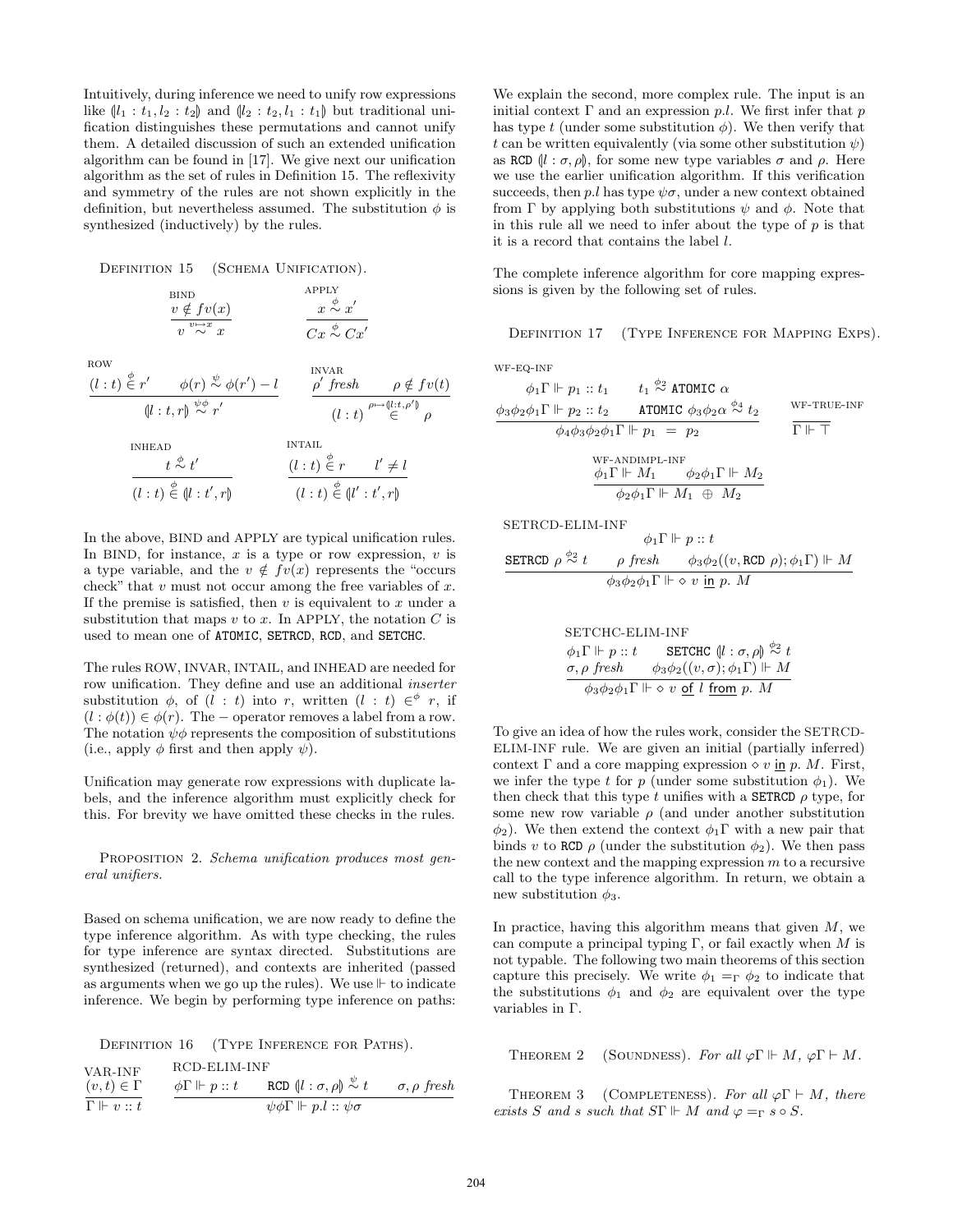Intuitively, during inference we need to unify row expressions like $(\!|l_1 : t_1, l_2 : t_2|\!)$ and $(\!|l_2 : t_2, l_1 : t_1|\!)$ but traditional unification distinguishes these permutations and cannot unify them. A detailed discussion of such an extended unification algorithm can be found in [17]. We give next our unification algorithm as the set of rules in Definition 15. The reflexivity and symmetry of the rules are not shown explicitly in the definition, but nevertheless assumed. The substitution $\phi$ is synthesized (inductively) by the rules.

Definition 15 (Schema Unification).

$$\text{BIND}\quad \frac{v \notin fv(x)}{v \overset{v \mapsto x}{\sim} x} \qquad \text{APPLY}\quad \frac{x \overset{\phi}{\sim} x'}{Cx \overset{\phi}{\sim} Cx'}$$

$$\text{ROW}\quad \frac{(l:t) \overset{\phi}{\in} r' \qquad \phi(r) \overset{\psi}{\sim} \phi(r') - l}{(\!|l:t, r|\!) \overset{\psi\phi}{\sim} r'} \qquad \text{INVAR}\quad \frac{\rho' \textit{ fresh} \qquad \rho \notin fv(t)}{(l:t) \overset{\rho \mapsto (\!|l:t,\rho'|\!)}{\in} \rho}$$

$$\text{INHEAD}\quad \frac{t \overset{\phi}{\sim} t'}{(l:t) \overset{\phi}{\in} (\!|l:t', r|\!)} \qquad \text{INTAIL}\quad \frac{(l:t) \overset{\phi}{\in} r \qquad l' \neq l}{(l:t) \overset{\phi}{\in} (\!|l':t', r|\!)}$$

In the above, BIND and APPLY are typical unification rules. In BIND, for instance, $x$ is a type or row expression, $v$ is a type variable, and the $v \notin fv(x)$ represents the "occurs check" that $v$ must not occur among the free variables of $x$. If the premise is satisfied, then $v$ is equivalent to $x$ under a substitution that maps $v$ to $x$. In APPLY, the notation $C$ is used to mean one of ATOMIC, SETRCD, RCD, and SETCHC.

The rules ROW, INVAR, INTAIL, and INHEAD are needed for row unification. They define and use an additional *inserter* substitution $\phi$, of $(l : t)$ into $r$, written $(l : t) \in^{\phi} r$, if $(l : \phi(t)) \in \phi(r)$. The $-$ operator removes a label from a row. The notation $\psi\phi$ represents the composition of substitutions (i.e., apply $\phi$ first and then apply $\psi$).

Unification may generate row expressions with duplicate labels, and the inference algorithm must explicitly check for this. For brevity we have omitted these checks in the rules.

Proposition 2. *Schema unification produces most general unifiers.*

Based on schema unification, we are now ready to define the type inference algorithm. As with type checking, the rules for type inference are syntax directed. Substitutions are synthesized (returned), and contexts are inherited (passed as arguments when we go up the rules). We use $\Vdash$ to indicate inference. We begin by performing type inference on paths:

Definition 16 (Type Inference for Paths).

$$\text{VAR-INF}\quad \frac{(v,t) \in \Gamma}{\Gamma \Vdash v :: t} \qquad \text{RCD-ELIM-INF}\quad \frac{\phi\Gamma \Vdash p :: t \qquad \texttt{RCD}\ (\!|l:\sigma,\rho|\!) \overset{\psi}{\sim} t \qquad \sigma,\rho \textit{ fresh}}{\psi\phi\Gamma \Vdash p.l :: \psi\sigma}$$

We explain the second, more complex rule. The input is an initial context $\Gamma$ and an expression $p.l$. We first infer that $p$ has type $t$ (under some substitution $\phi$). We then verify that $t$ can be written equivalently (via some other substitution $\psi$) as RCD $(\!|l : \sigma, \rho|\!)$, for some new type variables $\sigma$ and $\rho$. Here we use the earlier unification algorithm. If this verification succeeds, then $p.l$ has type $\psi\sigma$, under a new context obtained from $\Gamma$ by applying both substitutions $\psi$ and $\phi$. Note that in this rule all we need to infer about the type of $p$ is that it is a record that contains the label $l$.

The complete inference algorithm for core mapping expressions is given by the following set of rules.

Definition 17 (Type Inference for Mapping Exps).

$$\text{WF-EQ-INF}\quad \frac{\phi_1\Gamma \Vdash p_1 :: t_1 \qquad t_1 \overset{\phi_2}{\sim} \texttt{ATOMIC}\ \alpha \qquad \phi_3\phi_2\phi_1\Gamma \Vdash p_2 :: t_2 \qquad \texttt{ATOMIC}\ \phi_3\phi_2\alpha \overset{\phi_4}{\sim} t_2}{\phi_4\phi_3\phi_2\phi_1\Gamma \Vdash p_1 \ = \ p_2} \qquad \text{WF-TRUE-INF}\quad \frac{}{\Gamma \Vdash \top}$$

$$\text{WF-ANDIMPL-INF}\quad \frac{\phi_1\Gamma \Vdash M_1 \qquad \phi_2\phi_1\Gamma \Vdash M_2}{\phi_2\phi_1\Gamma \Vdash M_1 \ \oplus \ M_2}$$

$$\text{SETRCD-ELIM-INF}\quad \frac{\phi_1\Gamma \Vdash p :: t \qquad \texttt{SETRCD}\ \rho \overset{\phi_2}{\sim} t \qquad \rho \textit{ fresh} \qquad \phi_3\phi_2((v, \texttt{RCD}\ \rho); \phi_1\Gamma) \Vdash M}{\phi_3\phi_2\phi_1\Gamma \Vdash \diamond\ v\ \underline{\text{in}}\ p.\ M}$$

$$\text{SETCHC-ELIM-INF}\quad \frac{\phi_1\Gamma \Vdash p :: t \qquad \texttt{SETCHC}\ (\!|l:\sigma,\rho|\!) \overset{\phi_2}{\sim} t \qquad \sigma,\rho \textit{ fresh} \qquad \phi_3\phi_2((v,\sigma); \phi_1\Gamma) \Vdash M}{\phi_3\phi_2\phi_1\Gamma \Vdash \diamond\ v\ \underline{\text{of}}\ l\ \underline{\text{from}}\ p.\ M}$$

To give an idea of how the rules work, consider the SETRCD-ELIM-INF rule. We are given an initial (partially inferred) context $\Gamma$ and a core mapping expression $\diamond\, v$ in $p.\ M$. First, we infer the type $t$ for $p$ (under some substitution $\phi_1$). We then check that this type $t$ unifies with a SETRCD $\rho$ type, for some new row variable $\rho$ (and under another substitution $\phi_2$). We then extend the context $\phi_1\Gamma$ with a new pair that binds $v$ to RCD $\rho$ (under the substitution $\phi_2$). We then pass the new context and the mapping expression $m$ to a recursive call to the type inference algorithm. In return, we obtain a new substitution $\phi_3$.

In practice, having this algorithm means that given $M$, we can compute a principal typing $\Gamma$, or fail exactly when $M$ is not typable. The following two main theorems of this section capture this precisely. We write $\phi_1 =_{\Gamma} \phi_2$ to indicate that the substitutions $\phi_1$ and $\phi_2$ are equivalent over the type variables in $\Gamma$.

Theorem 2 (Soundness). *For all $\varphi\Gamma \Vdash M$, $\varphi\Gamma \vdash M$.*

Theorem 3 (Completeness). *For all $\varphi\Gamma \Vdash M$, there exists $S$ and $s$ such that $S\Gamma \Vdash M$ and $\varphi =_{\Gamma} s \circ S$.*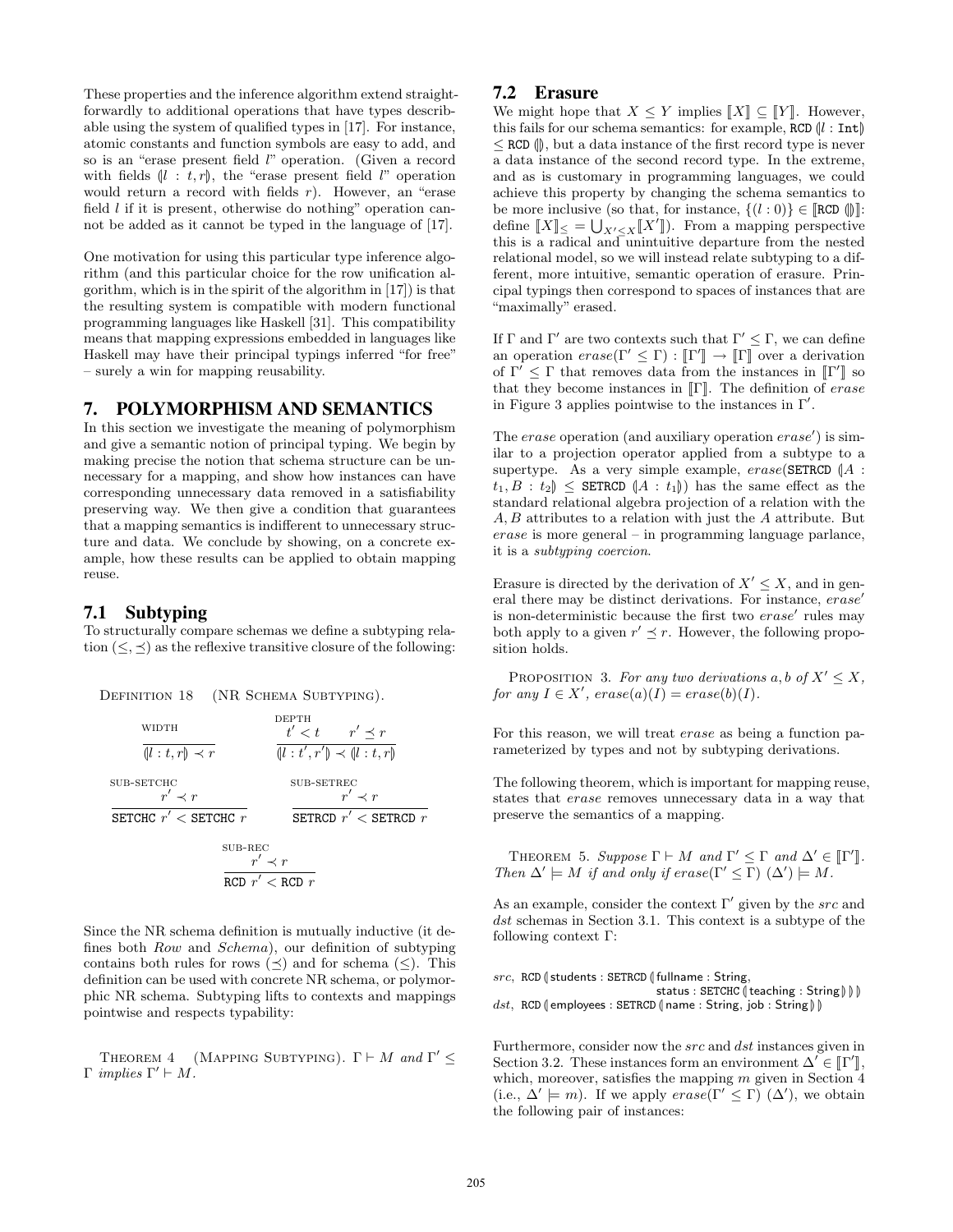These properties and the inference algorithm extend straightforwardly to additional operations that have types describable using the system of qualified types in [17]. For instance, atomic constants and function symbols are easy to add, and so is an "erase present field $l$" operation. (Given a record with fields $(\!|l : t, r|\!)$, the "erase present field $l$" operation would return a record with fields $r$). However, an "erase field $l$ if it is present, otherwise do nothing" operation cannot be added as it cannot be typed in the language of [17].

One motivation for using this particular type inference algorithm (and this particular choice for the row unification algorithm, which is in the spirit of the algorithm in [17]) is that the resulting system is compatible with modern functional programming languages like Haskell [31]. This compatibility means that mapping expressions embedded in languages like Haskell may have their principal typings inferred "for free" – surely a win for mapping reusability.

# 7. POLYMORPHISM AND SEMANTICS

In this section we investigate the meaning of polymorphism and give a semantic notion of principal typing. We begin by making precise the notion that schema structure can be unnecessary for a mapping, and show how instances can have corresponding unnecessary data removed in a satisfiability preserving way. We then give a condition that guarantees that a mapping semantics is indifferent to unnecessary structure and data. We conclude by showing, on a concrete example, how these results can be applied to obtain mapping reuse.

## 7.1 Subtyping

To structurally compare schemas we define a subtyping relation $(\leq, \preceq)$ as the reflexive transitive closure of the following:

Definition 18 (NR Schema Subtyping).

$$\text{WIDTH}\quad \frac{}{(\!|l : t, r|\!) \prec r} \qquad \text{DEPTH}\quad \frac{t' < t \qquad r' \preceq r}{(\!|l : t', r'|\!) \prec (\!|l : t, r|\!)}$$

$$\text{SUB-SETCHC}\quad \frac{r' \prec r}{\texttt{SETCHC}\ r' < \texttt{SETCHC}\ r} \qquad \text{SUB-SETREC}\quad \frac{r' \prec r}{\texttt{SETRCD}\ r' < \texttt{SETRCD}\ r}$$

$$\text{SUB-REC}\quad \frac{r' \prec r}{\texttt{RCD}\ r' < \texttt{RCD}\ r}$$

Since the NR schema definition is mutually inductive (it defines both *Row* and *Schema*), our definition of subtyping contains both rules for rows $(\preceq)$ and for schema $(\leq)$. This definition can be used with concrete NR schema, or polymorphic NR schema. Subtyping lifts to contexts and mappings pointwise and respects typability:

Theorem 4 (Mapping Subtyping). *$\Gamma \vdash M$ and $\Gamma' \leq \Gamma$ implies $\Gamma' \vdash M$.*

## 7.2 Erasure

We might hope that $X \leq Y$ implies $[\![X]\!] \subseteq [\![Y]\!]$. However, this fails for our schema semantics: for example, $\texttt{RCD}\ (\!|l : \texttt{Int}|\!) \leq \texttt{RCD}\ (\!||\!)$, but a data instance of the first record type is never a data instance of the second record type. In the extreme, and as is customary in programming languages, we could achieve this property by changing the schema semantics to be more inclusive (so that, for instance, $\{(l : 0)\} \in [\![\texttt{RCD}\ (\!||\!)]\!]$: define $[\![X]\!]_{\leq} = \bigcup_{X' \leq X} [\![X']\!]$). From a mapping perspective this is a radical and unintuitive departure from the nested relational model, so we will instead relate subtyping to a different, more intuitive, semantic operation of erasure. Principal typings then correspond to spaces of instances that are "maximally" erased.

If $\Gamma$ and $\Gamma'$ are two contexts such that $\Gamma' \leq \Gamma$, we can define an operation $erase(\Gamma' \leq \Gamma) : [\![\Gamma']\!] \rightarrow [\![\Gamma]\!]$ over a derivation of $\Gamma' \leq \Gamma$ that removes data from the instances in $[\![\Gamma']\!]$ so that they become instances in $[\![\Gamma]\!]$. The definition of *erase* in Figure 3 applies pointwise to the instances in $\Gamma'$.

The *erase* operation (and auxiliary operation *erase'*) is similar to a projection operator applied from a subtype to a supertype. As a very simple example, $erase(\texttt{SETRCD}\ (\!|A : t_1, B : t_2|\!) \leq \texttt{SETRCD}\ (\!|A : t_1|\!))$ has the same effect as the standard relational algebra projection of a relation with the $A, B$ attributes to a relation with just the $A$ attribute. But *erase* is more general – in programming language parlance, it is a *subtyping coercion*.

Erasure is directed by the derivation of $X' \leq X$, and in general there may be distinct derivations. For instance, *erase'* is non-deterministic because the first two *erase'* rules may both apply to a given $r' \preceq r$. However, the following proposition holds.

Proposition 3. *For any two derivations $a, b$ of $X' \leq X$, for any $I \in X'$, $erase(a)(I) = erase(b)(I)$.*

For this reason, we will treat *erase* as being a function parameterized by types and not by subtyping derivations.

The following theorem, which is important for mapping reuse, states that *erase* removes unnecessary data in a way that preserve the semantics of a mapping.

Theorem 5. *Suppose $\Gamma \vdash M$ and $\Gamma' \leq \Gamma$ and $\Delta' \in [\![\Gamma']\!]$. Then $\Delta' \models M$ if and only if $erase(\Gamma' \leq \Gamma)\ (\Delta') \models M$.*

As an example, consider the context $\Gamma'$ given by the *src* and *dst* schemas in Section 3.1. This context is a subtype of the following context $\Gamma$:

$src$, $\texttt{RCD}\ (\!|\text{students} : \texttt{SETRCD}\ (\!|\text{fullname} : \text{String}, \text{status} : \texttt{SETCHC}\ (\!|\text{teaching} : \text{String}|\!)|\!)|\!)$
$dst$, $\texttt{RCD}\ (\!|\text{employees} : \texttt{SETRCD}\ (\!|\text{name} : \text{String}, \text{job} : \text{String}|\!)|\!)$

Furthermore, consider now the *src* and *dst* instances given in Section 3.2. These instances form an environment $\Delta' \in [\![\Gamma']\!]$, which, moreover, satisfies the mapping $m$ given in Section 4 (i.e., $\Delta' \models m$). If we apply $erase(\Gamma' \leq \Gamma)\ (\Delta')$, we obtain the following pair of instances: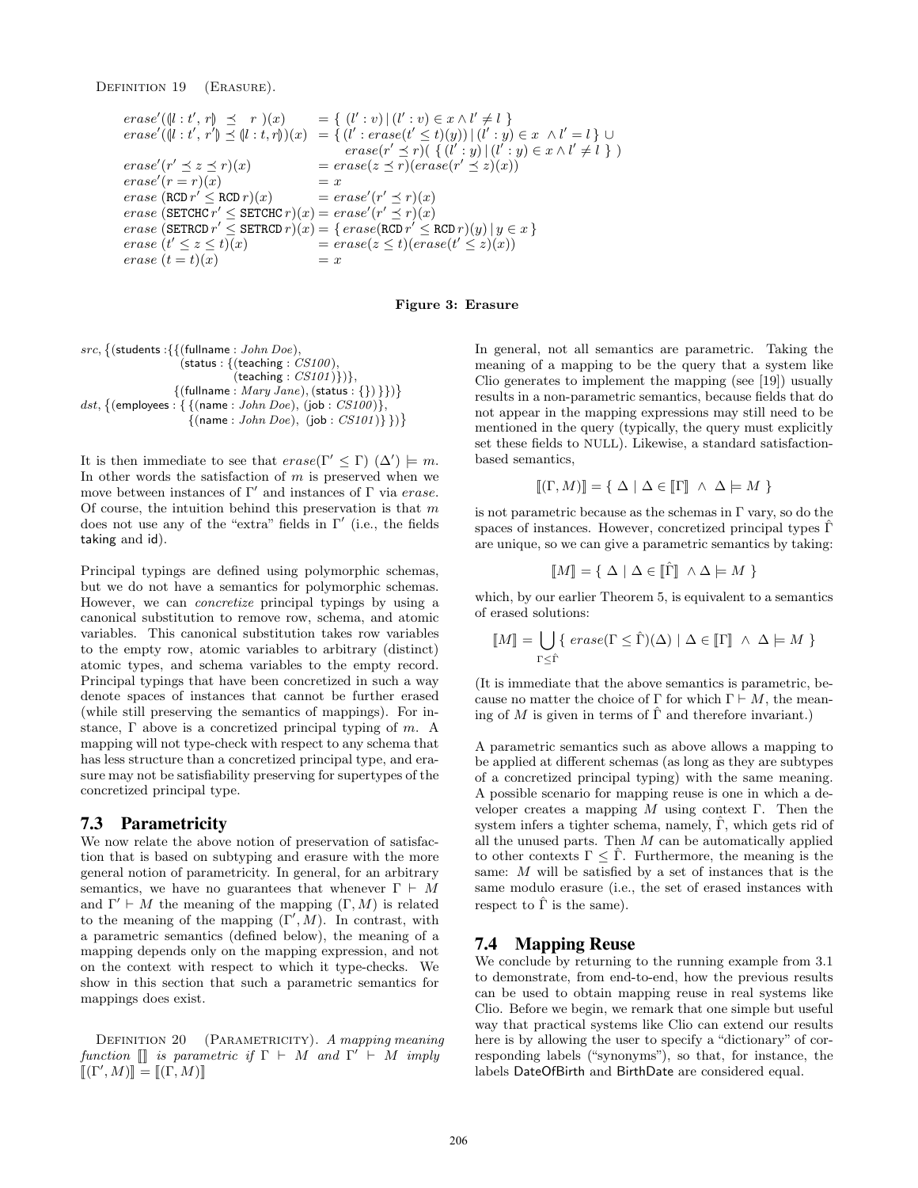DEFINITION 19 (ERASURE).

$$
\begin{array}{ll}
erase'((\!|l : t', r|\!) \preceq r)(x) & = \{ (l' : v) \mid (l' : v) \in x \wedge l' \neq l \} \\
erase'((\!|l : t', r'|\!) \preceq (\!|l : t, r|\!))(x) & = \{ (l' : erase(t' \leq t)(y)) \mid (l' : y) \in x \wedge l' = l \} \cup \\
 & \quad erase(r' \preceq r)( \{ (l' : y) \mid (l' : y) \in x \wedge l' \neq l \} ) \\
erase'(r' \preceq z \preceq r)(x) & = erase(z \preceq r)(erase(r' \preceq z)(x)) \\
erase'(r = r)(x) & = x \\
erase\ (\mathtt{RCD}\, r' \leq \mathtt{RCD}\, r)(x) & = erase'(r' \preceq r)(x) \\
erase\ (\mathtt{SETCHC}\, r' \leq \mathtt{SETCHC}\, r)(x) & = erase'(r' \preceq r)(x) \\
erase\ (\mathtt{SETRCD}\, r' \leq \mathtt{SETRCD}\, r)(x) & = \{ erase(\mathtt{RCD}\, r' \leq \mathtt{RCD}\, r)(y) \mid y \in x \} \\
erase\ (t' \leq z \leq t)(x) & = erase(z \leq t)(erase(t' \leq z)(x)) \\
erase\ (t = t)(x) & = x
\end{array}
$$

**Figure 3: Erasure**

$$
\begin{array}{l}
src, \{(\mathsf{students} : \{\{(\mathsf{fullname} : \textit{John Doe}), \\
\qquad\qquad (\mathsf{status} : \{(\mathsf{teaching} : \textit{CS100}), \\
\qquad\qquad\qquad (\mathsf{teaching} : \textit{CS101})\})\}, \\
\qquad\qquad \{(\mathsf{fullname} : \textit{Mary Jane}), (\mathsf{status} : \{\})\}\})\} \\
dst, \{(\mathsf{employees} : \{ \{(\mathsf{name} : \textit{John Doe}), (\mathsf{job} : \textit{CS100})\}, \\
\qquad\qquad \{(\mathsf{name} : \textit{John Doe}), (\mathsf{job} : \textit{CS101})\} \})\}
\end{array}
$$

It is then immediate to see that $erase(\Gamma' \leq \Gamma)\ (\Delta') \models m$. In other words the satisfaction of $m$ is preserved when we move between instances of $\Gamma'$ and instances of $\Gamma$ via *erase*. Of course, the intuition behind this preservation is that $m$ does not use any of the "extra" fields in $\Gamma'$ (i.e., the fields taking and id).

Principal typings are defined using polymorphic schemas, but we do not have a semantics for polymorphic schemas. However, we can *concretize* principal typings by using a canonical substitution to remove row, schema, and atomic variables. This canonical substitution takes row variables to the empty row, atomic variables to arbitrary (distinct) atomic types, and schema variables to the empty record. Principal typings that have been concretized in such a way denote spaces of instances that cannot be further erased (while still preserving the semantics of mappings). For instance, $\Gamma$ above is a concretized principal typing of $m$. A mapping will not type-check with respect to any schema that has less structure than a concretized principal type, and erasure may not be satisfiability preserving for supertypes of the concretized principal type.

## 7.3 Parametricity

We now relate the above notion of preservation of satisfaction that is based on subtyping and erasure with the more general notion of parametricity. In general, for an arbitrary semantics, we have no guarantees that whenever $\Gamma \vdash M$ and $\Gamma' \vdash M$ the meaning of the mapping $(\Gamma, M)$ is related to the meaning of the mapping $(\Gamma', M)$. In contrast, with a parametric semantics (defined below), the meaning of a mapping depends only on the mapping expression, and not on the context with respect to which it type-checks. We show in this section that such a parametric semantics for mappings does exist.

DEFINITION 20 (PARAMETRICITY). *A mapping meaning function* $[\![]\!]$ *is parametric if* $\Gamma \vdash M$ *and* $\Gamma' \vdash M$ *imply* $[\![(\Gamma', M)]\!] = [\![(\Gamma, M)]\!]$

In general, not all semantics are parametric. Taking the meaning of a mapping to be the query that a system like Clio generates to implement the mapping (see [19]) usually results in a non-parametric semantics, because fields that do not appear in the mapping expressions may still need to be mentioned in the query (typically, the query must explicitly set these fields to NULL). Likewise, a standard satisfaction-based semantics,

$$[\![(\Gamma, M)]\!] = \{ \ \Delta \mid \Delta \in [\![\Gamma]\!] \ \wedge \ \Delta \models M \ \}$$

is not parametric because as the schemas in $\Gamma$ vary, so do the spaces of instances. However, concretized principal types $\hat{\Gamma}$ are unique, so we can give a parametric semantics by taking:

$$[\![M]\!] = \{ \ \Delta \mid \Delta \in [\![\hat{\Gamma}]\!] \ \wedge \Delta \models M \ \}$$

which, by our earlier Theorem 5, is equivalent to a semantics of erased solutions:

$$[\![M]\!] = \bigcup_{\Gamma \leq \hat{\Gamma}} \{ \ erase(\Gamma \leq \hat{\Gamma})(\Delta) \mid \Delta \in [\![\Gamma]\!] \ \wedge \ \Delta \models M \ \}$$

(It is immediate that the above semantics is parametric, because no matter the choice of $\Gamma$ for which $\Gamma \vdash M$, the meaning of $M$ is given in terms of $\hat{\Gamma}$ and therefore invariant.)

A parametric semantics such as above allows a mapping to be applied at different schemas (as long as they are subtypes of a concretized principal typing) with the same meaning. A possible scenario for mapping reuse is one in which a developer creates a mapping $M$ using context $\Gamma$. Then the system infers a tighter schema, namely, $\hat{\Gamma}$, which gets rid of all the unused parts. Then $M$ can be automatically applied to other contexts $\Gamma \leq \hat{\Gamma}$. Furthermore, the meaning is the same: $M$ will be satisfied by a set of instances that is the same modulo erasure (i.e., the set of erased instances with respect to $\hat{\Gamma}$ is the same).

## 7.4 Mapping Reuse

We conclude by returning to the running example from 3.1 to demonstrate, from end-to-end, how the previous results can be used to obtain mapping reuse in real systems like Clio. Before we begin, we remark that one simple but useful way that practical systems like Clio can extend our results here is by allowing the user to specify a "dictionary" of corresponding labels ("synonyms"), so that, for instance, the labels DateOfBirth and BirthDate are considered equal.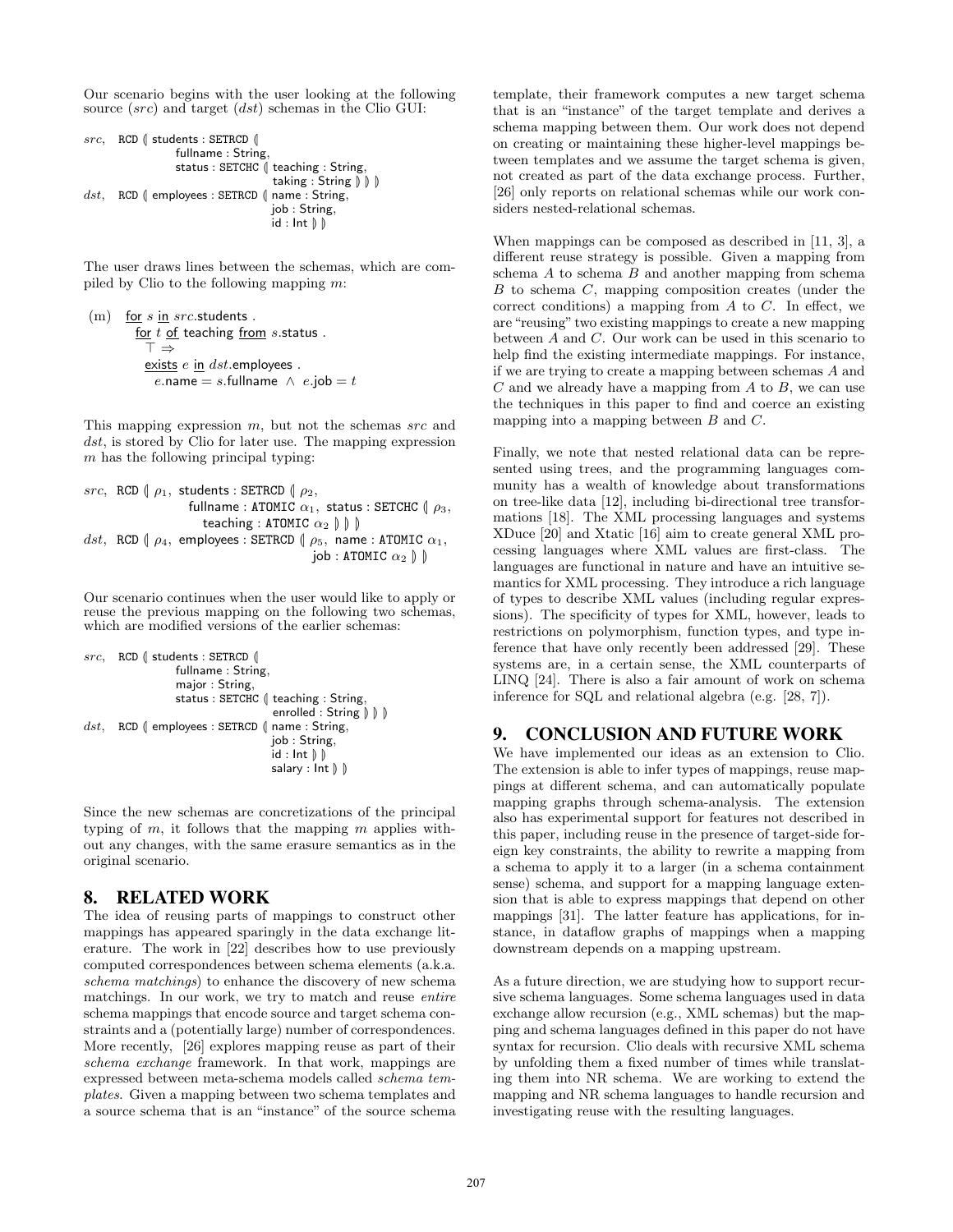Our scenario begins with the user looking at the following source (*src*) and target (*dst*) schemas in the Clio GUI:

```
src,  RCD ⦇ students : SETRCD ⦇
                 fullname : String,
                 status : SETCHC ⦇ teaching : String,
                                   taking : String ⦈ ⦈ ⦈
dst,  RCD ⦇ employees : SETRCD ⦇ name : String,
                                 job : String,
                                 id : Int ⦈ ⦈
```

The user draws lines between the schemas, which are compiled by Clio to the following mapping $m$:

```
(m)  for s in src.students .
       for t of teaching from s.status .
         ⊤ ⇒
         exists e in dst.employees .
           e.name = s.fullname ∧ e.job = t
```

This mapping expression $m$, but not the schemas *src* and *dst*, is stored by Clio for later use. The mapping expression $m$ has the following principal typing:

```
src,  RCD ⦇ ρ1, students : SETRCD ⦇ ρ2,
                  fullname : ATOMIC α1, status : SETCHC ⦇ ρ3,
                     teaching : ATOMIC α2 ⦈ ⦈ ⦈
dst,  RCD ⦇ ρ4, employees : SETRCD ⦇ ρ5, name : ATOMIC α1,
                                      job : ATOMIC α2 ⦈ ⦈
```

Our scenario continues when the user would like to apply or reuse the previous mapping on the following two schemas, which are modified versions of the earlier schemas:

```
src,  RCD ⦇ students : SETRCD ⦇
                 fullname : String,
                 major : String,
                 status : SETCHC ⦇ teaching : String,
                                   enrolled : String ⦈ ⦈ ⦈
dst,  RCD ⦇ employees : SETRCD ⦇ name : String,
                                 job : String,
                                 id : Int ⦈ ⦈
                                 salary : Int ⦈ ⦈
```

Since the new schemas are concretizations of the principal typing of $m$, it follows that the mapping $m$ applies without any changes, with the same erasure semantics as in the original scenario.

## 8. RELATED WORK

The idea of reusing parts of mappings to construct other mappings has appeared sparingly in the data exchange literature. The work in [22] describes how to use previously computed correspondences between schema elements (a.k.a. *schema matchings*) to enhance the discovery of new schema matchings. In our work, we try to match and reuse *entire* schema mappings that encode source and target schema constraints and a (potentially large) number of correspondences. More recently, [26] explores mapping reuse as part of their *schema exchange* framework. In that work, mappings are expressed between meta-schema models called *schema templates*. Given a mapping between two schema templates and a source schema that is an "instance" of the source schema template, their framework computes a new target schema that is an "instance" of the target template and derives a schema mapping between them. Our work does not depend on creating or maintaining these higher-level mappings between templates and we assume the target schema is given, not created as part of the data exchange process. Further, [26] only reports on relational schemas while our work considers nested-relational schemas.

When mappings can be composed as described in [11, 3], a different reuse strategy is possible. Given a mapping from schema $A$ to schema $B$ and another mapping from schema $B$ to schema $C$, mapping composition creates (under the correct conditions) a mapping from $A$ to $C$. In effect, we are "reusing" two existing mappings to create a new mapping between $A$ and $C$. Our work can be used in this scenario to help find the existing intermediate mappings. For instance, if we are trying to create a mapping between schemas $A$ and $C$ and we already have a mapping from $A$ to $B$, we can use the techniques in this paper to find and coerce an existing mapping into a mapping between $B$ and $C$.

Finally, we note that nested relational data can be represented using trees, and the programming languages community has a wealth of knowledge about transformations on tree-like data [12], including bi-directional tree transformations [18]. The XML processing languages and systems XDuce [20] and Xtatic [16] aim to create general XML processing languages where XML values are first-class. The languages are functional in nature and have an intuitive semantics for XML processing. They introduce a rich language of types to describe XML values (including regular expressions). The specificity of types for XML, however, leads to restrictions on polymorphism, function types, and type inference that have only recently been addressed [29]. These systems are, in a certain sense, the XML counterparts of LINQ [24]. There is also a fair amount of work on schema inference for SQL and relational algebra (e.g. [28, 7]).

## 9. CONCLUSION AND FUTURE WORK

We have implemented our ideas as an extension to Clio. The extension is able to infer types of mappings, reuse mappings at different schema, and can automatically populate mapping graphs through schema-analysis. The extension also has experimental support for features not described in this paper, including reuse in the presence of target-side foreign key constraints, the ability to rewrite a mapping from a schema to apply it to a larger (in a schema containment sense) schema, and support for a mapping language extension that is able to express mappings that depend on other mappings [31]. The latter feature has applications, for instance, in dataflow graphs of mappings when a mapping downstream depends on a mapping upstream.

As a future direction, we are studying how to support recursive schema languages. Some schema languages used in data exchange allow recursion (e.g., XML schemas) but the mapping and schema languages defined in this paper do not have syntax for recursion. Clio deals with recursive XML schema by unfolding them a fixed number of times while translating them into NR schema. We are working to extend the mapping and NR schema languages to handle recursion and investigating reuse with the resulting languages.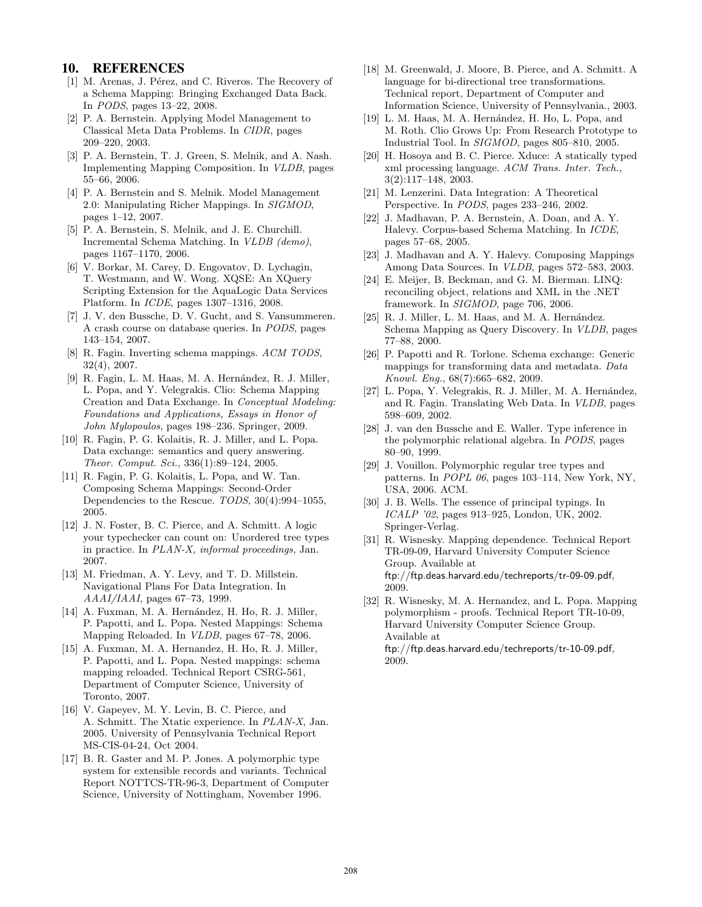## 10. REFERENCES

[1] M. Arenas, J. Pérez, and C. Riveros. The Recovery of a Schema Mapping: Bringing Exchanged Data Back. In *PODS*, pages 13–22, 2008.

[2] P. A. Bernstein. Applying Model Management to Classical Meta Data Problems. In *CIDR*, pages 209–220, 2003.

[3] P. A. Bernstein, T. J. Green, S. Melnik, and A. Nash. Implementing Mapping Composition. In *VLDB*, pages 55–66, 2006.

[4] P. A. Bernstein and S. Melnik. Model Management 2.0: Manipulating Richer Mappings. In *SIGMOD*, pages 1–12, 2007.

[5] P. A. Bernstein, S. Melnik, and J. E. Churchill. Incremental Schema Matching. In *VLDB (demo)*, pages 1167–1170, 2006.

[6] V. Borkar, M. Carey, D. Engovatov, D. Lychagin, T. Westmann, and W. Wong. XQSE: An XQuery Scripting Extension for the AquaLogic Data Services Platform. In *ICDE*, pages 1307–1316, 2008.

[7] J. V. den Bussche, D. V. Gucht, and S. Vansummeren. A crash course on database queries. In *PODS*, pages 143–154, 2007.

[8] R. Fagin. Inverting schema mappings. *ACM TODS*, 32(4), 2007.

[9] R. Fagin, L. M. Haas, M. A. Hernández, R. J. Miller, L. Popa, and Y. Velegrakis. Clio: Schema Mapping Creation and Data Exchange. In *Conceptual Modeling: Foundations and Applications, Essays in Honor of John Mylopoulos*, pages 198–236. Springer, 2009.

[10] R. Fagin, P. G. Kolaitis, R. J. Miller, and L. Popa. Data exchange: semantics and query answering. *Theor. Comput. Sci.*, 336(1):89–124, 2005.

[11] R. Fagin, P. G. Kolaitis, L. Popa, and W. Tan. Composing Schema Mappings: Second-Order Dependencies to the Rescue. *TODS*, 30(4):994–1055, 2005.

[12] J. N. Foster, B. C. Pierce, and A. Schmitt. A logic your typechecker can count on: Unordered tree types in practice. In *PLAN-X, informal proceedings*, Jan. 2007.

[13] M. Friedman, A. Y. Levy, and T. D. Millstein. Navigational Plans For Data Integration. In *AAAI/IAAI*, pages 67–73, 1999.

[14] A. Fuxman, M. A. Hernández, H. Ho, R. J. Miller, P. Papotti, and L. Popa. Nested Mappings: Schema Mapping Reloaded. In *VLDB*, pages 67–78, 2006.

[15] A. Fuxman, M. A. Hernandez, H. Ho, R. J. Miller, P. Papotti, and L. Popa. Nested mappings: schema mapping reloaded. Technical Report CSRG-561, Department of Computer Science, University of Toronto, 2007.

[16] V. Gapeyev, M. Y. Levin, B. C. Pierce, and A. Schmitt. The Xtatic experience. In *PLAN-X*, Jan. 2005. University of Pennsylvania Technical Report MS-CIS-04-24, Oct 2004.

[17] B. R. Gaster and M. P. Jones. A polymorphic type system for extensible records and variants. Technical Report NOTTCS-TR-96-3, Department of Computer Science, University of Nottingham, November 1996.

[18] M. Greenwald, J. Moore, B. Pierce, and A. Schmitt. A language for bi-directional tree transformations. Technical report, Department of Computer and Information Science, University of Pennsylvania., 2003.

[19] L. M. Haas, M. A. Hernández, H. Ho, L. Popa, and M. Roth. Clio Grows Up: From Research Prototype to Industrial Tool. In *SIGMOD*, pages 805–810, 2005.

[20] H. Hosoya and B. C. Pierce. Xduce: A statically typed xml processing language. *ACM Trans. Inter. Tech.*, 3(2):117–148, 2003.

[21] M. Lenzerini. Data Integration: A Theoretical Perspective. In *PODS*, pages 233–246, 2002.

[22] J. Madhavan, P. A. Bernstein, A. Doan, and A. Y. Halevy. Corpus-based Schema Matching. In *ICDE*, pages 57–68, 2005.

[23] J. Madhavan and A. Y. Halevy. Composing Mappings Among Data Sources. In *VLDB*, pages 572–583, 2003.

[24] E. Meijer, B. Beckman, and G. M. Bierman. LINQ: reconciling object, relations and XML in the .NET framework. In *SIGMOD*, page 706, 2006.

[25] R. J. Miller, L. M. Haas, and M. A. Hernández. Schema Mapping as Query Discovery. In *VLDB*, pages 77–88, 2000.

[26] P. Papotti and R. Torlone. Schema exchange: Generic mappings for transforming data and metadata. *Data Knowl. Eng.*, 68(7):665–682, 2009.

[27] L. Popa, Y. Velegrakis, R. J. Miller, M. A. Hernández, and R. Fagin. Translating Web Data. In *VLDB*, pages 598–609, 2002.

[28] J. van den Bussche and E. Waller. Type inference in the polymorphic relational algebra. In *PODS*, pages 80–90, 1999.

[29] J. Vouillon. Polymorphic regular tree types and patterns. In *POPL 06*, pages 103–114, New York, NY, USA, 2006. ACM.

[30] J. B. Wells. The essence of principal typings. In *ICALP '02*, pages 913–925, London, UK, 2002. Springer-Verlag.

[31] R. Wisnesky. Mapping dependence. Technical Report TR-09-09, Harvard University Computer Science Group. Available at ftp://ftp.deas.harvard.edu/techreports/tr-09-09.pdf, 2009.

[32] R. Wisnesky, M. A. Hernandez, and L. Popa. Mapping polymorphism - proofs. Technical Report TR-10-09, Harvard University Computer Science Group. Available at ftp://ftp.deas.harvard.edu/techreports/tr-10-09.pdf, 2009.